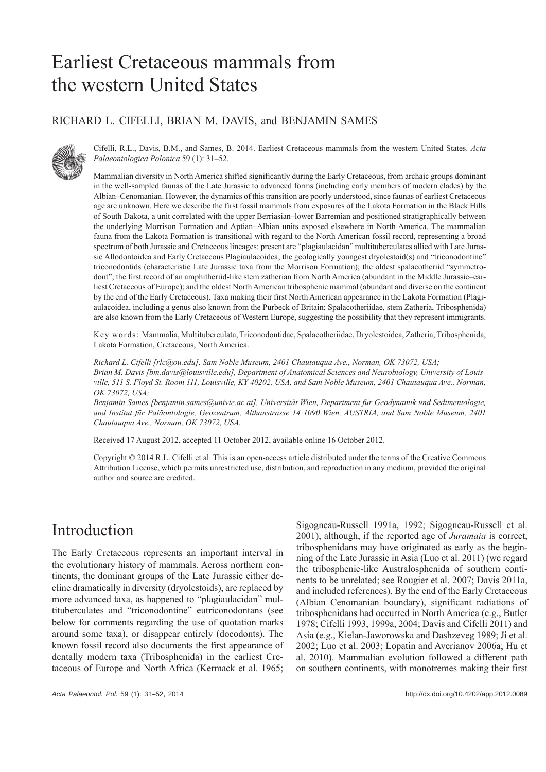# Earliest Cretaceous mammals from the western United States

RICHARD L. CIFELLI, BRIAN M. DAVIS, and BENJAMIN SAMES

Cifelli, R.L., Davis, B.M., and Sames, B. 2014. Earliest Cretaceous mammals from the western United States. *Acta Palaeontologica Polonica* 59 (1): 31–52.

Mammalian diversity in North America shifted significantly during the Early Cretaceous, from archaic groups dominant in the well-sampled faunas of the Late Jurassic to advanced forms (including early members of modern clades) by the Albian–Cenomanian. However, the dynamics of this transition are poorly understood, since faunas of earliest Cretaceous age are unknown. Here we describe the first fossil mammals from exposures of the Lakota Formation in the Black Hills of South Dakota, a unit correlated with the upper Berriasian–lower Barremian and positioned stratigraphically between the underlying Morrison Formation and Aptian–Albian units exposed elsewhere in North America. The mammalian fauna from the Lakota Formation is transitional with regard to the North American fossil record, representing a broad spectrum of both Jurassic and Cretaceous lineages: present are "plagiaulacidan" multituberculates allied with Late Jurassic Allodontoidea and Early Cretaceous Plagiaulacoidea; the geologically youngest dryolestoid(s) and "triconodontine" triconodontids (characteristic Late Jurassic taxa from the Morrison Formation); the oldest spalacotheriid "symmetrodont"; the first record of an amphitheriid-like stem zatherian from North America (abundant in the Middle Jurassic–earliest Cretaceous of Europe); and the oldest North American tribosphenic mammal (abundant and diverse on the continent by the end of the Early Cretaceous). Taxa making their first North American appearance in the Lakota Formation (Plagiaulacoidea, including a genus also known from the Purbeck of Britain; Spalacotheriidae, stem Zatheria, Tribosphenida) are also known from the Early Cretaceous of Western Europe, suggesting the possibility that they represent immigrants.

Key words: Mammalia, Multituberculata, Triconodontidae, Spalacotheriidae, Dryolestoidea, Zatheria, Tribosphenida, Lakota Formation, Cretaceous, North America.

*Richard L. Cifelli [rlc@ou.edu], Sam Noble Museum, 2401 Chautauqua Ave., Norman, OK 73072, USA;*
*Brian M. Davis [bm.davis@louisville.edu], Department of Anatomical Sciences and Neurobiology, University of Louisville, 511 S. Floyd St. Room 111, Louisville, KY 40202, USA, and Sam Noble Museum, 2401 Chautauqua Ave., Norman, OK 73072, USA;*
*Benjamin Sames [benjamin.sames@univie.ac.at], Universität Wien, Department für Geodynamik und Sedimentologie, and Institut für Paläontologie, Geozentrum, Althanstrasse 14 1090 Wien, AUSTRIA, and Sam Noble Museum, 2401 Chautauqua Ave., Norman, OK 73072, USA.*

Received 17 August 2012, accepted 11 October 2012, available online 16 October 2012.

Copyright © 2014 R.L. Cifelli et al. This is an open-access article distributed under the terms of the Creative Commons Attribution License, which permits unrestricted use, distribution, and reproduction in any medium, provided the original author and source are credited.

## Introduction

The Early Cretaceous represents an important interval in the evolutionary history of mammals. Across northern continents, the dominant groups of the Late Jurassic either decline dramatically in diversity (dryolestoids), are replaced by more advanced taxa, as happened to "plagiaulacidan" multituberculates and "triconodontine" eutriconodontans (see below for comments regarding the use of quotation marks around some taxa), or disappear entirely (docodonts). The known fossil record also documents the first appearance of dentally modern taxa (Tribosphenida) in the earliest Cretaceous of Europe and North Africa (Kermack et al. 1965; Sigogneau-Russell 1991a, 1992; Sigogneau-Russell et al. 2001), although, if the reported age of *Juramaia* is correct, tribosphenidans may have originated as early as the beginning of the Late Jurassic in Asia (Luo et al. 2011) (we regard the tribosphenic-like Australosphenida of southern continents to be unrelated; see Rougier et al. 2007; Davis 2011a, and included references). By the end of the Early Cretaceous (Albian–Cenomanian boundary), significant radiations of tribosphenidans had occurred in North America (e.g., Butler 1978; Cifelli 1993, 1999a, 2004; Davis and Cifelli 2011) and Asia (e.g., Kielan-Jaworowska and Dashzeveg 1989; Ji et al. 2002; Luo et al. 2003; Lopatin and Averianov 2006a; Hu et al. 2010). Mammalian evolution followed a different path on southern continents, with monotremes making their first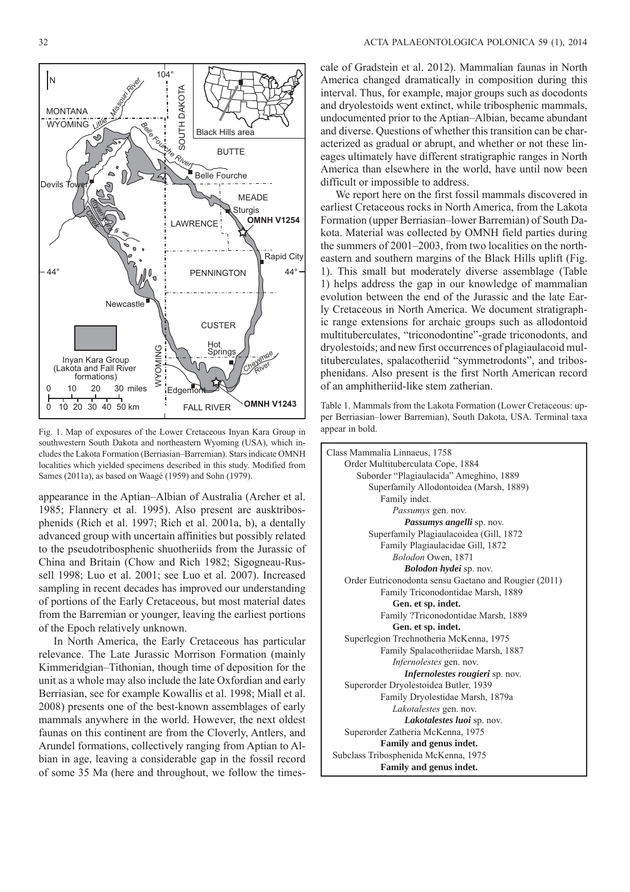Fig. 1. Map of exposures of the Lower Cretaceous Inyan Kara Group in southwestern South Dakota and northeastern Wyoming (USA), which includes the Lakota Formation (Berriasian–Barremian). Stars indicate OMNH localities which yielded specimens described in this study. Modified from Sames (2011a), as based on Waagé (1959) and Sohn (1979).

appearance in the Aptian–Albian of Australia (Archer et al. 1985; Flannery et al. 1995). Also present are ausktribosphenids (Rich et al. 1997; Rich et al. 2001a, b), a dentally advanced group with uncertain affinities but possibly related to the pseudotribosphenic shuotheriids from the Jurassic of China and Britain (Chow and Rich 1982; Sigogneau-Russell 1998; Luo et al. 2001; see Luo et al. 2007). Increased sampling in recent decades has improved our understanding of portions of the Early Cretaceous, but most material dates from the Barremian or younger, leaving the earliest portions of the Epoch relatively unknown.

In North America, the Early Cretaceous has particular relevance. The Late Jurassic Morrison Formation (mainly Kimmeridgian–Tithonian, though time of deposition for the unit as a whole may also include the late Oxfordian and early Berriasian, see for example Kowallis et al. 1998; Miall et al. 2008) presents one of the best-known assemblages of early mammals anywhere in the world. However, the next oldest faunas on this continent are from the Cloverly, Antlers, and Arundel formations, collectively ranging from Aptian to Albian in age, leaving a considerable gap in the fossil record of some 35 Ma (here and throughout, we follow the timescale of Gradstein et al. 2012). Mammalian faunas in North America changed dramatically in composition during this interval. Thus, for example, major groups such as docodonts and dryolestoids went extinct, while tribosphenic mammals, undocumented prior to the Aptian–Albian, became abundant and diverse. Questions of whether this transition can be characterized as gradual or abrupt, and whether or not these lineages ultimately have different stratigraphic ranges in North America than elsewhere in the world, have until now been difficult or impossible to address.

We report here on the first fossil mammals discovered in earliest Cretaceous rocks in North America, from the Lakota Formation (upper Berriasian–lower Barremian) of South Dakota. Material was collected by OMNH field parties during the summers of 2001–2003, from two localities on the northeastern and southern margins of the Black Hills uplift (Fig. 1). This small but moderately diverse assemblage (Table 1) helps address the gap in our knowledge of mammalian evolution between the end of the Jurassic and the late Early Cretaceous in North America. We document stratigraphic range extensions for archaic groups such as allodontoid multituberculates, "triconodontine"-grade triconodonts, and dryolestoids; and new first occurrences of plagiaulacoid multituberculates, spalacotheriid "symmetrodonts", and tribosphenidans. Also present is the first North American record of an amphitheriid-like stem zatherian.

Table 1. Mammals from the Lakota Formation (Lower Cretaceous: upper Berriasian–lower Barremian), South Dakota, USA. Terminal taxa appear in bold.

- Class Mammalia Linnaeus, 1758
  - Order Multituberculata Cope, 1884
    - Suborder "Plagiaulacida" Ameghino, 1889
      - Superfamily Allodontoidea (Marsh, 1889)
        - Family indet.
          - *Passumys* gen. nov.
            - ***Passumys angelli*** **sp. nov.**
      - Superfamily Plagiaulacoidea (Gill, 1872
        - Family Plagiaulacidae Gill, 1872
          - *Bolodon* Owen, 1871
            - ***Bolodon hydei*** **sp. nov.**
  - Order Eutriconodonta sensu Gaetano and Rougier (2011)
    - Family Triconodontidae Marsh, 1889
      - **Gen. et sp. indet.**
    - Family ?Triconodontidae Marsh, 1889
      - **Gen. et sp. indet.**
  - Superlegion Trechnotheria McKenna, 1975
    - Family Spalacotheriidae Marsh, 1887
      - *Infernolestes* gen. nov.
        - ***Infernolestes rougieri*** **sp. nov.**
  - Superorder Dryolestoidea Butler, 1939
    - Family Dryolestidae Marsh, 1879a
      - *Lakotalestes* gen. nov.
        - ***Lakotalestes luoi*** **sp. nov.**
  - Superorder Zatheria McKenna, 1975
    - **Family and genus indet.**
  - Subclass Tribosphenida McKenna, 1975
    - **Family and genus indet.**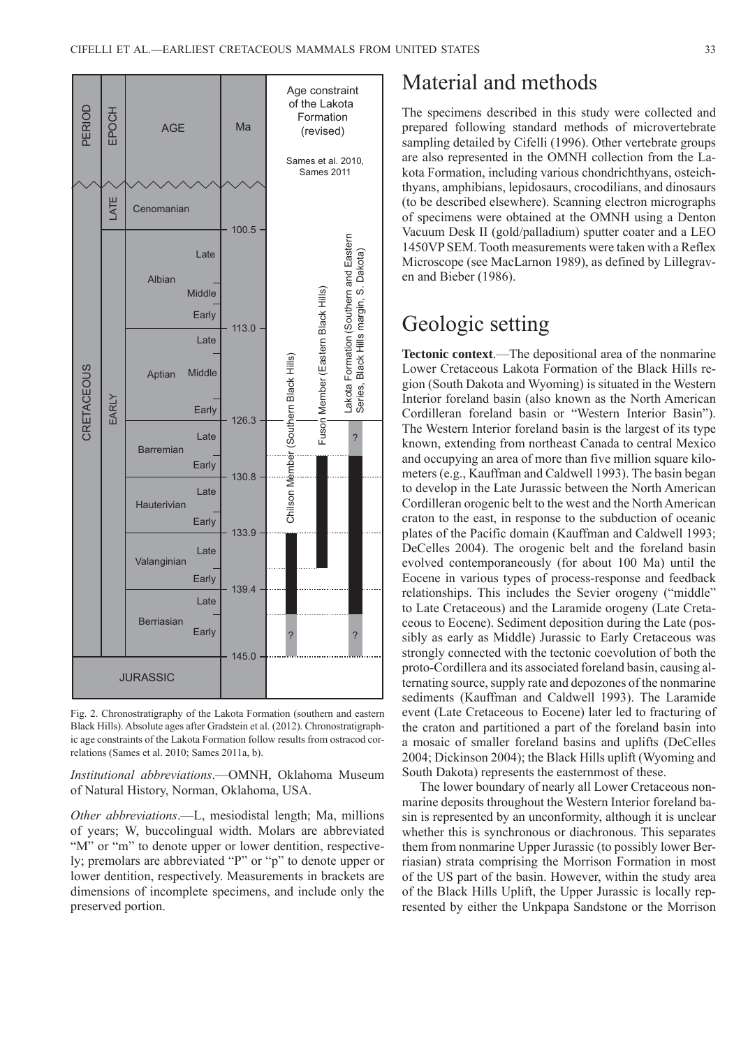| PERIOD | EPOCH | AGE | | Ma | Age constraint of the Lakota Formation (revised) Sames et al. 2010, Sames 2011 |
|---|---|---|---|---|---|
| | LATE | Cenomanian | | | |
| CRETACEOUS | EARLY | Albian | Late | 100.5 | |
| | | | Middle | | |
| | | | Early | | |
| | | Aptian | Late | 113.0 | |
| | | | Middle | | |
| | | | Early | | |
| | | Barremian | Late | 126.3 | |
| | | | Early | | |
| | | Hauterivian | Late | 130.8 | |
| | | | Early | | |
| | | Valanginian | Late | 133.9 | |
| | | | Early | | |
| | | Berriasian | Late | 139.4 | |
| | | | Early | | |
| JURASSIC | | | | 145.0 | |

Chilson Member (Southern Black Hills); Fuson Member (Eastern Black Hills); Lakota Formation (Southern and Eastern Series, Black Hills margin, S. Dakota)

Fig. 2. Chronostratigraphy of the Lakota Formation (southern and eastern Black Hills). Absolute ages after Gradstein et al. (2012). Chronostratigraphic age constraints of the Lakota Formation follow results from ostracod correlations (Sames et al. 2010; Sames 2011a, b).

*Institutional abbreviations*.—OMNH, Oklahoma Museum of Natural History, Norman, Oklahoma, USA.

*Other abbreviations*.—L, mesiodistal length; Ma, millions of years; W, buccolingual width. Molars are abbreviated "M" or "m" to denote upper or lower dentition, respectively; premolars are abbreviated "P" or "p" to denote upper or lower dentition, respectively. Measurements in brackets are dimensions of incomplete specimens, and include only the preserved portion.

# Material and methods

The specimens described in this study were collected and prepared following standard methods of microvertebrate sampling detailed by Cifelli (1996). Other vertebrate groups are also represented in the OMNH collection from the Lakota Formation, including various chondrichthyans, osteichthyans, amphibians, lepidosaurs, crocodilians, and dinosaurs (to be described elsewhere). Scanning electron micrographs of specimens were obtained at the OMNH using a Denton Vacuum Desk II (gold/palladium) sputter coater and a LEO 1450VP SEM. Tooth measurements were taken with a Reflex Microscope (see MacLarnon 1989), as defined by Lillegraven and Bieber (1986).

# Geologic setting

**Tectonic context**.—The depositional area of the nonmarine Lower Cretaceous Lakota Formation of the Black Hills region (South Dakota and Wyoming) is situated in the Western Interior foreland basin (also known as the North American Cordilleran foreland basin or "Western Interior Basin"). The Western Interior foreland basin is the largest of its type known, extending from northeast Canada to central Mexico and occupying an area of more than five million square kilometers (e.g., Kauffman and Caldwell 1993). The basin began to develop in the Late Jurassic between the North American Cordilleran orogenic belt to the west and the North American craton to the east, in response to the subduction of oceanic plates of the Pacific domain (Kauffman and Caldwell 1993; DeCelles 2004). The orogenic belt and the foreland basin evolved contemporaneously (for about 100 Ma) until the Eocene in various types of process-response and feedback relationships. This includes the Sevier orogeny ("middle" to Late Cretaceous) and the Laramide orogeny (Late Cretaceous to Eocene). Sediment deposition during the Late (possibly as early as Middle) Jurassic to Early Cretaceous was strongly connected with the tectonic coevolution of both the proto-Cordillera and its associated foreland basin, causing alternating source, supply rate and depozones of the nonmarine sediments (Kauffman and Caldwell 1993). The Laramide event (Late Cretaceous to Eocene) later led to fracturing of the craton and partitioned a part of the foreland basin into a mosaic of smaller foreland basins and uplifts (DeCelles 2004; Dickinson 2004); the Black Hills uplift (Wyoming and South Dakota) represents the easternmost of these.

The lower boundary of nearly all Lower Cretaceous nonmarine deposits throughout the Western Interior foreland basin is represented by an unconformity, although it is unclear whether this is synchronous or diachronous. This separates them from nonmarine Upper Jurassic (to possibly lower Berriasian) strata comprising the Morrison Formation in most of the US part of the basin. However, within the study area of the Black Hills Uplift, the Upper Jurassic is locally represented by either the Unkpapa Sandstone or the Morrison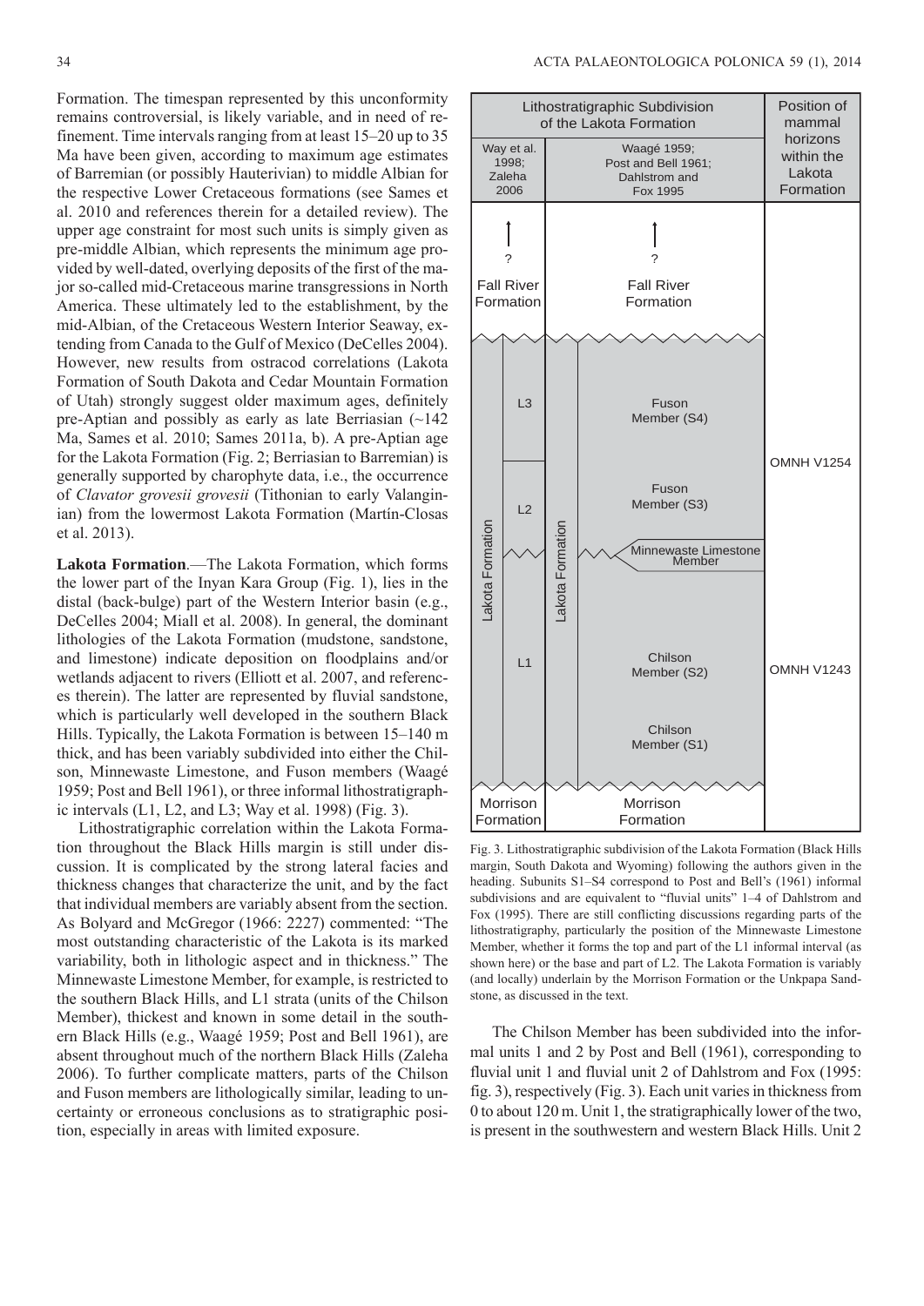Formation. The timespan represented by this unconformity remains controversial, is likely variable, and in need of refinement. Time intervals ranging from at least 15–20 up to 35 Ma have been given, according to maximum age estimates of Barremian (or possibly Hauterivian) to middle Albian for the respective Lower Cretaceous formations (see Sames et al. 2010 and references therein for a detailed review). The upper age constraint for most such units is simply given as pre-middle Albian, which represents the minimum age provided by well-dated, overlying deposits of the first of the major so-called mid-Cretaceous marine transgressions in North America. These ultimately led to the establishment, by the mid-Albian, of the Cretaceous Western Interior Seaway, extending from Canada to the Gulf of Mexico (DeCelles 2004). However, new results from ostracod correlations (Lakota Formation of South Dakota and Cedar Mountain Formation of Utah) strongly suggest older maximum ages, definitely pre-Aptian and possibly as early as late Berriasian (~142 Ma, Sames et al. 2010; Sames 2011a, b). A pre-Aptian age for the Lakota Formation (Fig. 2; Berriasian to Barremian) is generally supported by charophyte data, i.e., the occurrence of *Clavator grovesii grovesii* (Tithonian to early Valanginian) from the lowermost Lakota Formation (Martín-Closas et al. 2013).

**Lakota Formation**.—The Lakota Formation, which forms the lower part of the Inyan Kara Group (Fig. 1), lies in the distal (back-bulge) part of the Western Interior basin (e.g., DeCelles 2004; Miall et al. 2008). In general, the dominant lithologies of the Lakota Formation (mudstone, sandstone, and limestone) indicate deposition on floodplains and/or wetlands adjacent to rivers (Elliott et al. 2007, and references therein). The latter are represented by fluvial sandstone, which is particularly well developed in the southern Black Hills. Typically, the Lakota Formation is between 15–140 m thick, and has been variably subdivided into either the Chilson, Minnewaste Limestone, and Fuson members (Waagé 1959; Post and Bell 1961), or three informal lithostratigraphic intervals (L1, L2, and L3; Way et al. 1998) (Fig. 3).

Lithostratigraphic correlation within the Lakota Formation throughout the Black Hills margin is still under discussion. It is complicated by the strong lateral facies and thickness changes that characterize the unit, and by the fact that individual members are variably absent from the section. As Bolyard and McGregor (1966: 2227) commented: "The most outstanding characteristic of the Lakota is its marked variability, both in lithologic aspect and in thickness." The Minnewaste Limestone Member, for example, is restricted to the southern Black Hills, and L1 strata (units of the Chilson Member), thickest and known in some detail in the southern Black Hills (e.g., Waagé 1959; Post and Bell 1961), are absent throughout much of the northern Black Hills (Zaleha 2006). To further complicate matters, parts of the Chilson and Fuson members are lithologically similar, leading to uncertainty or erroneous conclusions as to stratigraphic position, especially in areas with limited exposure.

| Lithostratigraphic Subdivision of the Lakota Formation | | Position of mammal horizons within the Lakota Formation |
|---|---|---|
| Way et al. 1998; Zaleha 2006 | Waagé 1959; Post and Bell 1961; Dahlstrom and Fox 1995 | |
| ? Fall River Formation | ? Fall River Formation | |
| Lakota Formation: L3 | Lakota Formation: Fuson Member (S4) | |
| Lakota Formation: L2 | Lakota Formation: Fuson Member (S3) | OMNH V1254 |
| | Minnewaste Limestone Member | |
| Lakota Formation: L1 | Lakota Formation: Chilson Member (S2) | OMNH V1243 |
| | Chilson Member (S1) | |
| Morrison Formation | Morrison Formation | |

Fig. 3. Lithostratigraphic subdivision of the Lakota Formation (Black Hills margin, South Dakota and Wyoming) following the authors given in the heading. Subunits S1–S4 correspond to Post and Bell's (1961) informal subdivisions and are equivalent to "fluvial units" 1–4 of Dahlstrom and Fox (1995). There are still conflicting discussions regarding parts of the lithostratigraphy, particularly the position of the Minnewaste Limestone Member, whether it forms the top and part of the L1 informal interval (as shown here) or the base and part of L2. The Lakota Formation is variably (and locally) underlain by the Morrison Formation or the Unkpapa Sandstone, as discussed in the text.

The Chilson Member has been subdivided into the informal units 1 and 2 by Post and Bell (1961), corresponding to fluvial unit 1 and fluvial unit 2 of Dahlstrom and Fox (1995: fig. 3), respectively (Fig. 3). Each unit varies in thickness from 0 to about 120 m. Unit 1, the stratigraphically lower of the two, is present in the southwestern and western Black Hills. Unit 2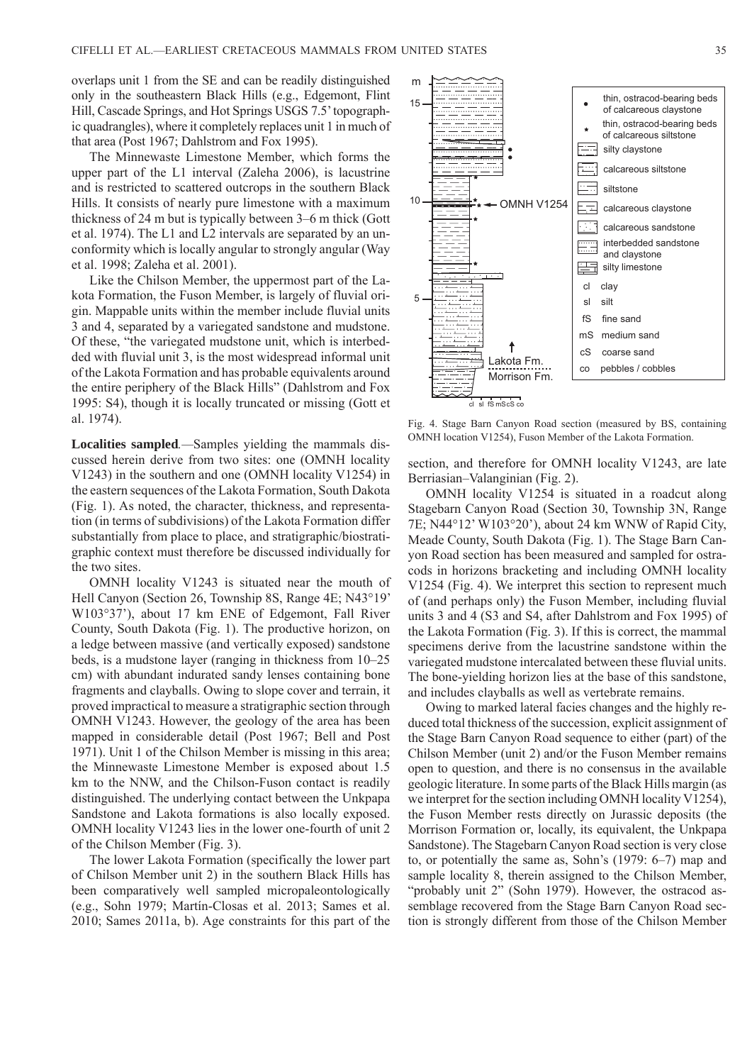overlaps unit 1 from the SE and can be readily distinguished only in the southeastern Black Hills (e.g., Edgemont, Flint Hill, Cascade Springs, and Hot Springs USGS 7.5' topographic quadrangles), where it completely replaces unit 1 in much of that area (Post 1967; Dahlstrom and Fox 1995).

The Minnewaste Limestone Member, which forms the upper part of the L1 interval (Zaleha 2006), is lacustrine and is restricted to scattered outcrops in the southern Black Hills. It consists of nearly pure limestone with a maximum thickness of 24 m but is typically between 3–6 m thick (Gott et al. 1974). The L1 and L2 intervals are separated by an unconformity which is locally angular to strongly angular (Way et al. 1998; Zaleha et al. 2001).

Like the Chilson Member, the uppermost part of the Lakota Formation, the Fuson Member, is largely of fluvial origin. Mappable units within the member include fluvial units 3 and 4, separated by a variegated sandstone and mudstone. Of these, "the variegated mudstone unit, which is interbedded with fluvial unit 3, is the most widespread informal unit of the Lakota Formation and has probable equivalents around the entire periphery of the Black Hills" (Dahlstrom and Fox 1995: S4), though it is locally truncated or missing (Gott et al. 1974).

**Localities sampled**.—Samples yielding the mammals discussed herein derive from two sites: one (OMNH locality V1243) in the southern and one (OMNH locality V1254) in the eastern sequences of the Lakota Formation, South Dakota (Fig. 1). As noted, the character, thickness, and representation (in terms of subdivisions) of the Lakota Formation differ substantially from place to place, and stratigraphic/biostratigraphic context must therefore be discussed individually for the two sites.

OMNH locality V1243 is situated near the mouth of Hell Canyon (Section 26, Township 8S, Range 4E; N43°19' W103°37'), about 17 km ENE of Edgemont, Fall River County, South Dakota (Fig. 1). The productive horizon, on a ledge between massive (and vertically exposed) sandstone beds, is a mudstone layer (ranging in thickness from 10–25 cm) with abundant indurated sandy lenses containing bone fragments and clayballs. Owing to slope cover and terrain, it proved impractical to measure a stratigraphic section through OMNH V1243. However, the geology of the area has been mapped in considerable detail (Post 1967; Bell and Post 1971). Unit 1 of the Chilson Member is missing in this area; the Minnewaste Limestone Member is exposed about 1.5 km to the NNW, and the Chilson-Fuson contact is readily distinguished. The underlying contact between the Unkpapa Sandstone and Lakota formations is also locally exposed. OMNH locality V1243 lies in the lower one-fourth of unit 2 of the Chilson Member (Fig. 3).

The lower Lakota Formation (specifically the lower part of Chilson Member unit 2) in the southern Black Hills has been comparatively well sampled micropaleontologically (e.g., Sohn 1979; Martín-Closas et al. 2013; Sames et al. 2010; Sames 2011a, b). Age constraints for this part of the section, and therefore for OMNH locality V1243, are late Berriasian–Valanginian (Fig. 2).

Fig. 4. Stage Barn Canyon Road section (measured by BS, containing OMNH location V1254), Fuson Member of the Lakota Formation.

OMNH locality V1254 is situated in a roadcut along Stagebarn Canyon Road (Section 30, Township 3N, Range 7E; N44°12' W103°20'), about 24 km WNW of Rapid City, Meade County, South Dakota (Fig. 1). The Stage Barn Canyon Road section has been measured and sampled for ostracods in horizons bracketing and including OMNH locality V1254 (Fig. 4). We interpret this section to represent much of (and perhaps only) the Fuson Member, including fluvial units 3 and 4 (S3 and S4, after Dahlstrom and Fox 1995) of the Lakota Formation (Fig. 3). If this is correct, the mammal specimens derive from the lacustrine sandstone within the variegated mudstone intercalated between these fluvial units. The bone-yielding horizon lies at the base of this sandstone, and includes clayballs as well as vertebrate remains.

Owing to marked lateral facies changes and the highly reduced total thickness of the succession, explicit assignment of the Stage Barn Canyon Road sequence to either (part) of the Chilson Member (unit 2) and/or the Fuson Member remains open to question, and there is no consensus in the available geologic literature. In some parts of the Black Hills margin (as we interpret for the section including OMNH locality V1254), the Fuson Member rests directly on Jurassic deposits (the Morrison Formation or, locally, its equivalent, the Unkpapa Sandstone). The Stagebarn Canyon Road section is very close to, or potentially the same as, Sohn's (1979: 6–7) map and sample locality 8, therein assigned to the Chilson Member, "probably unit 2" (Sohn 1979). However, the ostracod assemblage recovered from the Stage Barn Canyon Road section is strongly different from those of the Chilson Member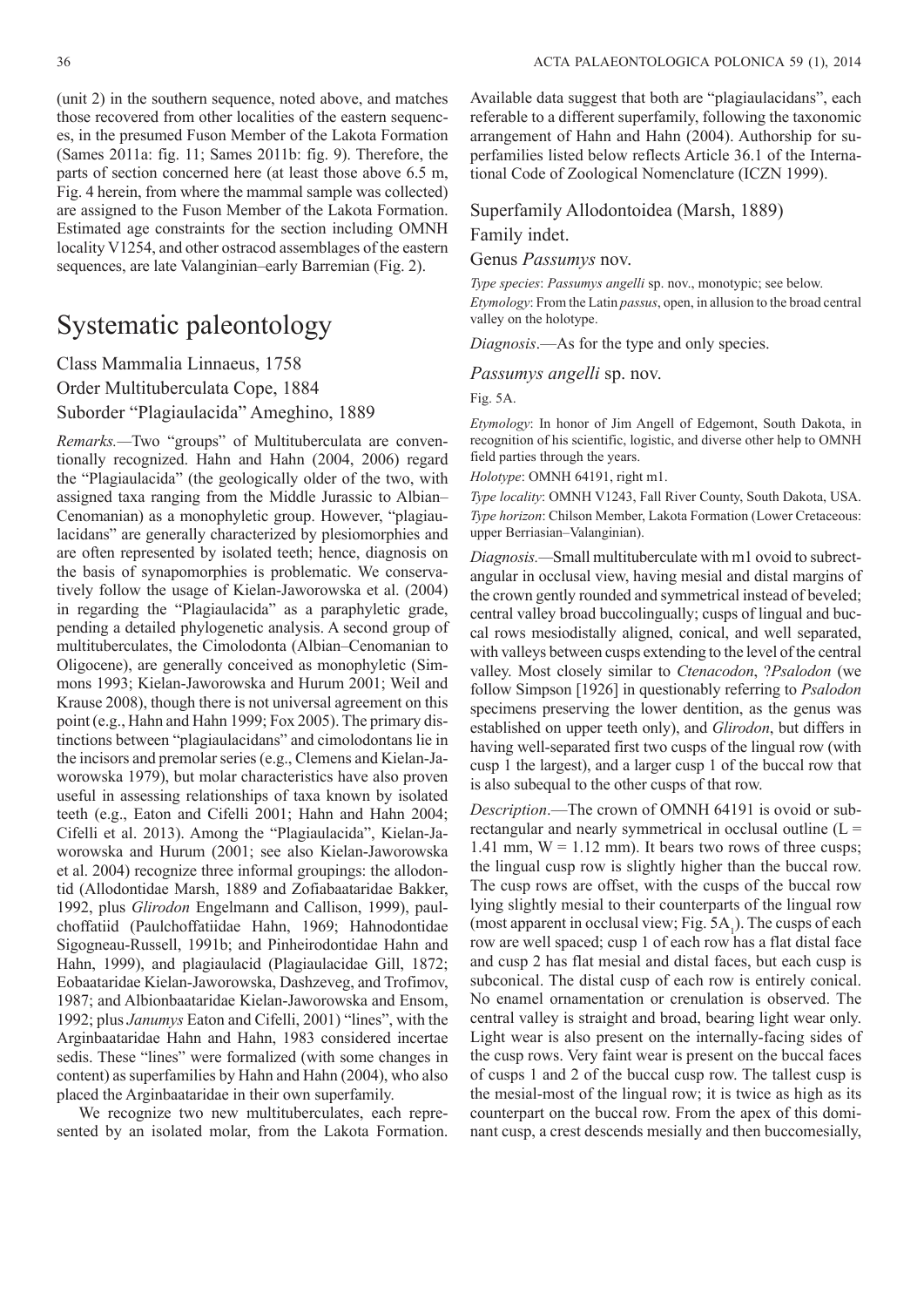(unit 2) in the southern sequence, noted above, and matches those recovered from other localities of the eastern sequences, in the presumed Fuson Member of the Lakota Formation (Sames 2011a: fig. 11; Sames 2011b: fig. 9). Therefore, the parts of section concerned here (at least those above 6.5 m, Fig. 4 herein, from where the mammal sample was collected) are assigned to the Fuson Member of the Lakota Formation. Estimated age constraints for the section including OMNH locality V1254, and other ostracod assemblages of the eastern sequences, are late Valanginian–early Barremian (Fig. 2).

# Systematic paleontology

Class Mammalia Linnaeus, 1758

Order Multituberculata Cope, 1884

Suborder "Plagiaulacida" Ameghino, 1889

*Remarks.*—Two "groups" of Multituberculata are conventionally recognized. Hahn and Hahn (2004, 2006) regard the "Plagiaulacida" (the geologically older of the two, with assigned taxa ranging from the Middle Jurassic to Albian–Cenomanian) as a monophyletic group. However, "plagiaulacidans" are generally characterized by plesiomorphies and are often represented by isolated teeth; hence, diagnosis on the basis of synapomorphies is problematic. We conservatively follow the usage of Kielan-Jaworowska et al. (2004) in regarding the "Plagiaulacida" as a paraphyletic grade, pending a detailed phylogenetic analysis. A second group of multituberculates, the Cimolodonta (Albian–Cenomanian to Oligocene), are generally conceived as monophyletic (Simmons 1993; Kielan-Jaworowska and Hurum 2001; Weil and Krause 2008), though there is not universal agreement on this point (e.g., Hahn and Hahn 1999; Fox 2005). The primary distinctions between "plagiaulacidans" and cimolodontans lie in the incisors and premolar series (e.g., Clemens and Kielan-Jaworowska 1979), but molar characteristics have also proven useful in assessing relationships of taxa known by isolated teeth (e.g., Eaton and Cifelli 2001; Hahn and Hahn 2004; Cifelli et al. 2013). Among the "Plagiaulacida", Kielan-Jaworowska and Hurum (2001; see also Kielan-Jaworowska et al. 2004) recognize three informal groupings: the allodontid (Allodontidae Marsh, 1889 and Zofiabaataridae Bakker, 1992, plus *Glirodon* Engelmann and Callison, 1999), paulchoffatiid (Paulchoffatiidae Hahn, 1969; Hahnodontidae Sigogneau-Russell, 1991b; and Pinheirodontidae Hahn and Hahn, 1999), and plagiaulacid (Plagiaulacidae Gill, 1872; Eobaataridae Kielan-Jaworowska, Dashzeveg, and Trofimov, 1987; and Albionbaataridae Kielan-Jaworowska and Ensom, 1992; plus *Janumys* Eaton and Cifelli, 2001) "lines", with the Arginbaataridae Hahn and Hahn, 1983 considered incertae sedis. These "lines" were formalized (with some changes in content) as superfamilies by Hahn and Hahn (2004), who also placed the Arginbaataridae in their own superfamily.

We recognize two new multituberculates, each represented by an isolated molar, from the Lakota Formation. Available data suggest that both are "plagiaulacidans", each referable to a different superfamily, following the taxonomic arrangement of Hahn and Hahn (2004). Authorship for superfamilies listed below reflects Article 36.1 of the International Code of Zoological Nomenclature (ICZN 1999).

Superfamily Allodontoidea (Marsh, 1889)

Family indet.

Genus *Passumys* nov.

*Type species*: *Passumys angelli* sp. nov., monotypic; see below.

*Etymology*: From the Latin *passus*, open, in allusion to the broad central valley on the holotype.

*Diagnosis*.—As for the type and only species.

*Passumys angelli* sp. nov.

Fig. 5A.

*Etymology*: In honor of Jim Angell of Edgemont, South Dakota, in recognition of his scientific, logistic, and diverse other help to OMNH field parties through the years.

*Holotype*: OMNH 64191, right m1.

*Type locality*: OMNH V1243, Fall River County, South Dakota, USA.

*Type horizon*: Chilson Member, Lakota Formation (Lower Cretaceous: upper Berriasian–Valanginian).

*Diagnosis.*—Small multituberculate with m1 ovoid to subrectangular in occlusal view, having mesial and distal margins of the crown gently rounded and symmetrical instead of beveled; central valley broad buccolingually; cusps of lingual and buccal rows mesiodistally aligned, conical, and well separated, with valleys between cusps extending to the level of the central valley. Most closely similar to *Ctenacodon*, ?*Psalodon* (we follow Simpson [1926] in questionably referring to *Psalodon* specimens preserving the lower dentition, as the genus was established on upper teeth only), and *Glirodon*, but differs in having well-separated first two cusps of the lingual row (with cusp 1 the largest), and a larger cusp 1 of the buccal row that is also subequal to the other cusps of that row.

*Description*.—The crown of OMNH 64191 is ovoid or subrectangular and nearly symmetrical in occlusal outline (L = 1.41 mm, W = 1.12 mm). It bears two rows of three cusps; the lingual cusp row is slightly higher than the buccal row. The cusp rows are offset, with the cusps of the buccal row lying slightly mesial to their counterparts of the lingual row (most apparent in occlusal view; Fig. $5A_1$). The cusps of each row are well spaced; cusp 1 of each row has a flat distal face and cusp 2 has flat mesial and distal faces, but each cusp is subconical. The distal cusp of each row is entirely conical. No enamel ornamentation or crenulation is observed. The central valley is straight and broad, bearing light wear only. Light wear is also present on the internally-facing sides of the cusp rows. Very faint wear is present on the buccal faces of cusps 1 and 2 of the buccal cusp row. The tallest cusp is the mesial-most of the lingual row; it is twice as high as its counterpart on the buccal row. From the apex of this dominant cusp, a crest descends mesially and then buccomesially,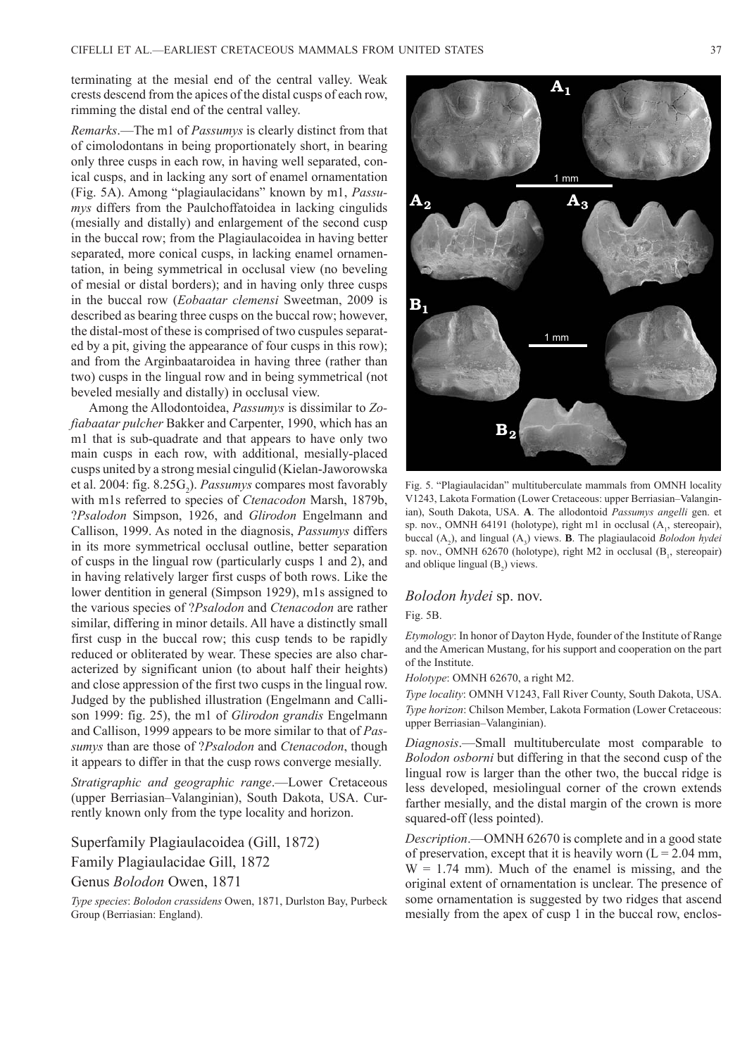terminating at the mesial end of the central valley. Weak crests descend from the apices of the distal cusps of each row, rimming the distal end of the central valley.

*Remarks*.—The m1 of *Passumys* is clearly distinct from that of cimolodontans in being proportionately short, in bearing only three cusps in each row, in having well separated, conical cusps, and in lacking any sort of enamel ornamentation (Fig. 5A). Among "plagiaulacidans" known by m1, *Passumys* differs from the Paulchoffatoidea in lacking cingulids (mesially and distally) and enlargement of the second cusp in the buccal row; from the Plagiaulacoidea in having better separated, more conical cusps, in lacking enamel ornamentation, in being symmetrical in occlusal view (no beveling of mesial or distal borders); and in having only three cusps in the buccal row (*Eobaatar clemensi* Sweetman, 2009 is described as bearing three cusps on the buccal row; however, the distal-most of these is comprised of two cuspules separated by a pit, giving the appearance of four cusps in this row); and from the Arginbaataroidea in having three (rather than two) cusps in the lingual row and in being symmetrical (not beveled mesially and distally) in occlusal view.

Among the Allodontoidea, *Passumys* is dissimilar to *Zofiabaatar pulcher* Bakker and Carpenter, 1990, which has an m1 that is sub-quadrate and that appears to have only two main cusps in each row, with additional, mesially-placed cusps united by a strong mesial cingulid (Kielan-Jaworowska et al. 2004: fig. 8.25G$_2$). *Passumys* compares most favorably with m1s referred to species of *Ctenacodon* Marsh, 1879b, ?*Psalodon* Simpson, 1926, and *Glirodon* Engelmann and Callison, 1999. As noted in the diagnosis, *Passumys* differs in its more symmetrical occlusal outline, better separation of cusps in the lingual row (particularly cusps 1 and 2), and in having relatively larger first cusps of both rows. Like the lower dentition in general (Simpson 1929), m1s assigned to the various species of ?*Psalodon* and *Ctenacodon* are rather similar, differing in minor details. All have a distinctly small first cusp in the buccal row; this cusp tends to be rapidly reduced or obliterated by wear. These species are also characterized by significant union (to about half their heights) and close appression of the first two cusps in the lingual row. Judged by the published illustration (Engelmann and Callison 1999: fig. 25), the m1 of *Glirodon grandis* Engelmann and Callison, 1999 appears to be more similar to that of *Passumys* than are those of ?*Psalodon* and *Ctenacodon*, though it appears to differ in that the cusp rows converge mesially.

*Stratigraphic and geographic range*.—Lower Cretaceous (upper Berriasian–Valanginian), South Dakota, USA. Currently known only from the type locality and horizon.

Superfamily Plagiaulacoidea (Gill, 1872)

Family Plagiaulacidae Gill, 1872

Genus *Bolodon* Owen, 1871

*Type species*: *Bolodon crassidens* Owen, 1871, Durlston Bay, Purbeck Group (Berriasian: England).

Fig. 5. "Plagiaulacidan" multituberculate mammals from OMNH locality V1243, Lakota Formation (Lower Cretaceous: upper Berriasian–Valanginian), South Dakota, USA. **A**. The allodontoid *Passumys angelli* gen. et sp. nov., OMNH 64191 (holotype), right m1 in occlusal (A$_1$, stereopair), buccal (A$_2$), and lingual (A$_3$) views. **B**. The plagiaulacoid *Bolodon hydei* sp. nov., OMNH 62670 (holotype), right M2 in occlusal (B$_1$, stereopair) and oblique lingual (B$_2$) views.

*Bolodon hydei* sp. nov.

Fig. 5B.

*Etymology*: In honor of Dayton Hyde, founder of the Institute of Range and the American Mustang, for his support and cooperation on the part of the Institute.

*Holotype*: OMNH 62670, a right M2.

*Type locality*: OMNH V1243, Fall River County, South Dakota, USA.

*Type horizon*: Chilson Member, Lakota Formation (Lower Cretaceous: upper Berriasian–Valanginian).

*Diagnosis*.—Small multituberculate most comparable to *Bolodon osborni* but differing in that the second cusp of the lingual row is larger than the other two, the buccal ridge is less developed, mesiolingual corner of the crown extends farther mesially, and the distal margin of the crown is more squared-off (less pointed).

*Description*.—OMNH 62670 is complete and in a good state of preservation, except that it is heavily worn (L = 2.04 mm, W = 1.74 mm). Much of the enamel is missing, and the original extent of ornamentation is unclear. The presence of some ornamentation is suggested by two ridges that ascend mesially from the apex of cusp 1 in the buccal row, enclos-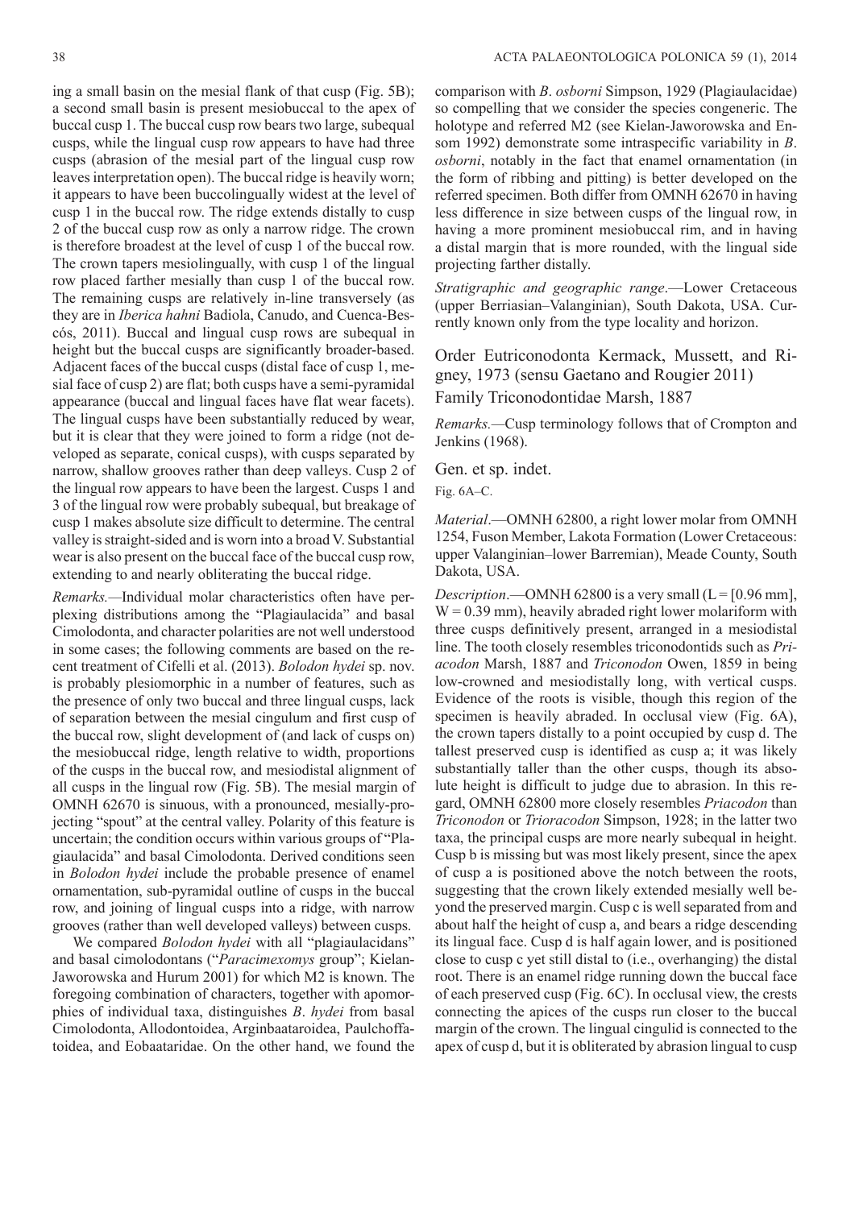ing a small basin on the mesial flank of that cusp (Fig. 5B); a second small basin is present mesiobuccal to the apex of buccal cusp 1. The buccal cusp row bears two large, subequal cusps, while the lingual cusp row appears to have had three cusps (abrasion of the mesial part of the lingual cusp row leaves interpretation open). The buccal ridge is heavily worn; it appears to have been buccolingually widest at the level of cusp 1 in the buccal row. The ridge extends distally to cusp 2 of the buccal cusp row as only a narrow ridge. The crown is therefore broadest at the level of cusp 1 of the buccal row. The crown tapers mesiolingually, with cusp 1 of the lingual row placed farther mesially than cusp 1 of the buccal row. The remaining cusps are relatively in-line transversely (as they are in *Iberica hahni* Badiola, Canudo, and Cuenca-Bescós, 2011). Buccal and lingual cusp rows are subequal in height but the buccal cusps are significantly broader-based. Adjacent faces of the buccal cusps (distal face of cusp 1, mesial face of cusp 2) are flat; both cusps have a semi-pyramidal appearance (buccal and lingual faces have flat wear facets). The lingual cusps have been substantially reduced by wear, but it is clear that they were joined to form a ridge (not developed as separate, conical cusps), with cusps separated by narrow, shallow grooves rather than deep valleys. Cusp 2 of the lingual row appears to have been the largest. Cusps 1 and 3 of the lingual row were probably subequal, but breakage of cusp 1 makes absolute size difficult to determine. The central valley is straight-sided and is worn into a broad V. Substantial wear is also present on the buccal face of the buccal cusp row, extending to and nearly obliterating the buccal ridge.

*Remarks.*—Individual molar characteristics often have perplexing distributions among the "Plagiaulacida" and basal Cimolodonta, and character polarities are not well understood in some cases; the following comments are based on the recent treatment of Cifelli et al. (2013). *Bolodon hydei* sp. nov. is probably plesiomorphic in a number of features, such as the presence of only two buccal and three lingual cusps, lack of separation between the mesial cingulum and first cusp of the buccal row, slight development of (and lack of cusps on) the mesiobuccal ridge, length relative to width, proportions of the cusps in the buccal row, and mesiodistal alignment of all cusps in the lingual row (Fig. 5B). The mesial margin of OMNH 62670 is sinuous, with a pronounced, mesially-projecting "spout" at the central valley. Polarity of this feature is uncertain; the condition occurs within various groups of "Plagiaulacida" and basal Cimolodonta. Derived conditions seen in *Bolodon hydei* include the probable presence of enamel ornamentation, sub-pyramidal outline of cusps in the buccal row, and joining of lingual cusps into a ridge, with narrow grooves (rather than well developed valleys) between cusps.

We compared *Bolodon hydei* with all "plagiaulacidans" and basal cimolodontans ("*Paracimexomys* group"; Kielan-Jaworowska and Hurum 2001) for which M2 is known. The foregoing combination of characters, together with apomorphies of individual taxa, distinguishes *B*. *hydei* from basal Cimolodonta, Allodontoidea, Arginbaataroidea, Paulchoffatoidea, and Eobaataridae. On the other hand, we found the comparison with *B*. *osborni* Simpson, 1929 (Plagiaulacidae) so compelling that we consider the species congeneric. The holotype and referred M2 (see Kielan-Jaworowska and Ensom 1992) demonstrate some intraspecific variability in *B*. *osborni*, notably in the fact that enamel ornamentation (in the form of ribbing and pitting) is better developed on the referred specimen. Both differ from OMNH 62670 in having less difference in size between cusps of the lingual row, in having a more prominent mesiobuccal rim, and in having a distal margin that is more rounded, with the lingual side projecting farther distally.

*Stratigraphic and geographic range*.—Lower Cretaceous (upper Berriasian–Valanginian), South Dakota, USA. Currently known only from the type locality and horizon.

## Order Eutriconodonta Kermack, Mussett, and Rigney, 1973 (sensu Gaetano and Rougier 2011)

## Family Triconodontidae Marsh, 1887

*Remarks.*—Cusp terminology follows that of Crompton and Jenkins (1968).

### Gen. et sp. indet.

Fig. 6A–C.

*Material*.—OMNH 62800, a right lower molar from OMNH 1254, Fuson Member, Lakota Formation (Lower Cretaceous: upper Valanginian–lower Barremian), Meade County, South Dakota, USA.

*Description*.—OMNH 62800 is a very small (L = [0.96 mm], W = 0.39 mm), heavily abraded right lower molariform with three cusps definitively present, arranged in a mesiodistal line. The tooth closely resembles triconodontids such as *Priacodon* Marsh, 1887 and *Triconodon* Owen, 1859 in being low-crowned and mesiodistally long, with vertical cusps. Evidence of the roots is visible, though this region of the specimen is heavily abraded. In occlusal view (Fig. 6A), the crown tapers distally to a point occupied by cusp d. The tallest preserved cusp is identified as cusp a; it was likely substantially taller than the other cusps, though its absolute height is difficult to judge due to abrasion. In this regard, OMNH 62800 more closely resembles *Priacodon* than *Triconodon* or *Trioracodon* Simpson, 1928; in the latter two taxa, the principal cusps are more nearly subequal in height. Cusp b is missing but was most likely present, since the apex of cusp a is positioned above the notch between the roots, suggesting that the crown likely extended mesially well beyond the preserved margin. Cusp c is well separated from and about half the height of cusp a, and bears a ridge descending its lingual face. Cusp d is half again lower, and is positioned close to cusp c yet still distal to (i.e., overhanging) the distal root. There is an enamel ridge running down the buccal face of each preserved cusp (Fig. 6C). In occlusal view, the crests connecting the apices of the cusps run closer to the buccal margin of the crown. The lingual cingulid is connected to the apex of cusp d, but it is obliterated by abrasion lingual to cusp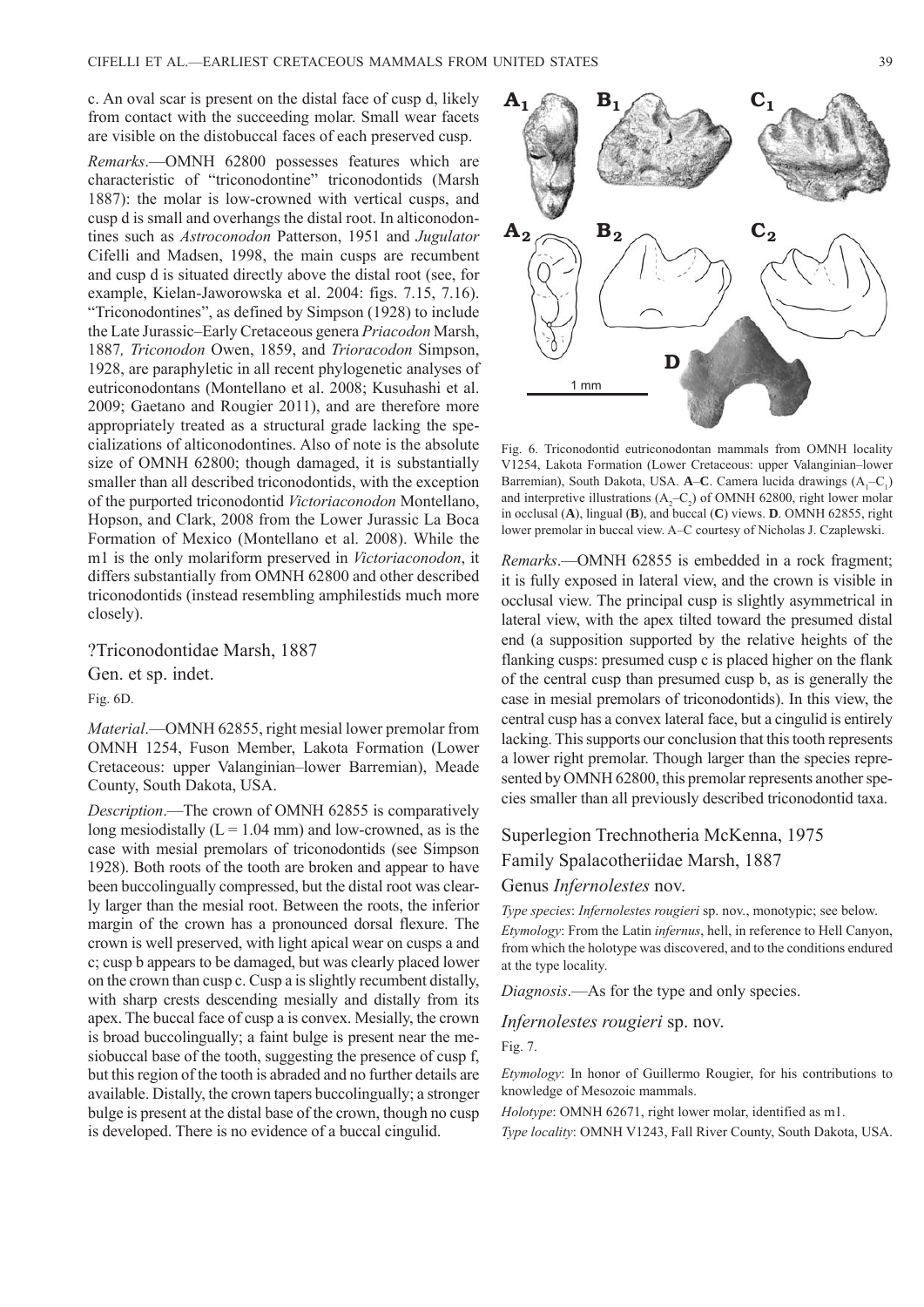c. An oval scar is present on the distal face of cusp d, likely from contact with the succeeding molar. Small wear facets are visible on the distobuccal faces of each preserved cusp.

*Remarks*.—OMNH 62800 possesses features which are characteristic of "triconodontine" triconodontids (Marsh 1887): the molar is low-crowned with vertical cusps, and cusp d is small and overhangs the distal root. In alticonodontines such as *Astroconodon* Patterson, 1951 and *Jugulator* Cifelli and Madsen, 1998, the main cusps are recumbent and cusp d is situated directly above the distal root (see, for example, Kielan-Jaworowska et al. 2004: figs. 7.15, 7.16). "Triconodontines", as defined by Simpson (1928) to include the Late Jurassic–Early Cretaceous genera *Priacodon* Marsh, 1887*, Triconodon* Owen, 1859, and *Trioracodon* Simpson, 1928, are paraphyletic in all recent phylogenetic analyses of eutriconodontans (Montellano et al. 2008; Kusuhashi et al. 2009; Gaetano and Rougier 2011), and are therefore more appropriately treated as a structural grade lacking the specializations of alticonodontines. Also of note is the absolute size of OMNH 62800; though damaged, it is substantially smaller than all described triconodontids, with the exception of the purported triconodontid *Victoriaconodon* Montellano, Hopson, and Clark, 2008 from the Lower Jurassic La Boca Formation of Mexico (Montellano et al. 2008). While the m1 is the only molariform preserved in *Victoriaconodon*, it differs substantially from OMNH 62800 and other described triconodontids (instead resembling amphilestids much more closely).

?Triconodontidae Marsh, 1887

Gen. et sp. indet.

Fig. 6D.

*Material*.—OMNH 62855, right mesial lower premolar from OMNH 1254, Fuson Member, Lakota Formation (Lower Cretaceous: upper Valanginian–lower Barremian), Meade County, South Dakota, USA.

*Description*.—The crown of OMNH 62855 is comparatively long mesiodistally (L = 1.04 mm) and low-crowned, as is the case with mesial premolars of triconodontids (see Simpson 1928). Both roots of the tooth are broken and appear to have been buccolingually compressed, but the distal root was clearly larger than the mesial root. Between the roots, the inferior margin of the crown has a pronounced dorsal flexure. The crown is well preserved, with light apical wear on cusps a and c; cusp b appears to be damaged, but was clearly placed lower on the crown than cusp c. Cusp a is slightly recumbent distally, with sharp crests descending mesially and distally from its apex. The buccal face of cusp a is convex. Mesially, the crown is broad buccolingually; a faint bulge is present near the mesiobuccal base of the tooth, suggesting the presence of cusp f, but this region of the tooth is abraded and no further details are available. Distally, the crown tapers buccolingually; a stronger bulge is present at the distal base of the crown, though no cusp is developed. There is no evidence of a buccal cingulid.

Fig. 6. Triconodontid eutriconodontan mammals from OMNH locality V1254, Lakota Formation (Lower Cretaceous: upper Valanginian–lower Barremian), South Dakota, USA. **A**–**C**. Camera lucida drawings ($A_1$–$C_1$) and interpretive illustrations ($A_2$–$C_2$) of OMNH 62800, right lower molar in occlusal (**A**), lingual (**B**), and buccal (**C**) views. **D**. OMNH 62855, right lower premolar in buccal view. A–C courtesy of Nicholas J. Czaplewski.

*Remarks*.—OMNH 62855 is embedded in a rock fragment; it is fully exposed in lateral view, and the crown is visible in occlusal view. The principal cusp is slightly asymmetrical in lateral view, with the apex tilted toward the presumed distal end (a supposition supported by the relative heights of the flanking cusps: presumed cusp c is placed higher on the flank of the central cusp than presumed cusp b, as is generally the case in mesial premolars of triconodontids). In this view, the central cusp has a convex lateral face, but a cingulid is entirely lacking. This supports our conclusion that this tooth represents a lower right premolar. Though larger than the species represented by OMNH 62800, this premolar represents another species smaller than all previously described triconodontid taxa.

Superlegion Trechnotheria McKenna, 1975

Family Spalacotheriidae Marsh, 1887

Genus *Infernolestes* nov.

*Type species*: *Infernolestes rougieri* sp. nov., monotypic; see below.

*Etymology*: From the Latin *infernus*, hell, in reference to Hell Canyon, from which the holotype was discovered, and to the conditions endured at the type locality.

*Diagnosis*.—As for the type and only species.

*Infernolestes rougieri* sp. nov.

Fig. 7.

*Etymology*: In honor of Guillermo Rougier, for his contributions to knowledge of Mesozoic mammals.

*Holotype*: OMNH 62671, right lower molar, identified as m1.

*Type locality*: OMNH V1243, Fall River County, South Dakota, USA.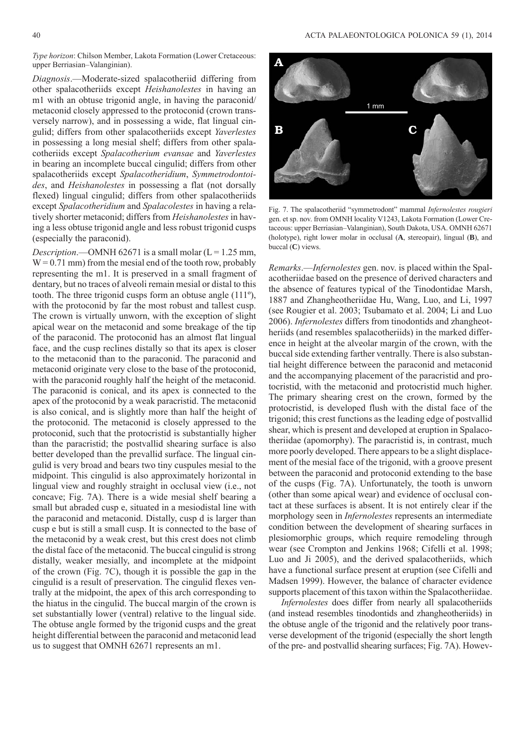*Type horizon*: Chilson Member, Lakota Formation (Lower Cretaceous: upper Berriasian–Valanginian).

*Diagnosis*.—Moderate-sized spalacotheriid differing from other spalacotheriids except *Heishanolestes* in having an m1 with an obtuse trigonid angle, in having the paraconid/metaconid closely appressed to the protoconid (crown transversely narrow), and in possessing a wide, flat lingual cingulid; differs from other spalacotheriids except *Yaverlestes* in possessing a long mesial shelf; differs from other spalacotheriids except *Spalacotherium evansae* and *Yaverlestes* in bearing an incomplete buccal cingulid; differs from other spalacotheriids except *Spalacotheridium*, *Symmetrodontoides*, and *Heishanolestes* in possessing a flat (not dorsally flexed) lingual cingulid; differs from other spalacotheriids except *Spalacotheridium* and *Spalacolestes* in having a relatively shorter metaconid; differs from *Heishanolestes* in having a less obtuse trigonid angle and less robust trigonid cusps (especially the paraconid).

*Description*.—OMNH 62671 is a small molar (L = 1.25 mm, W = 0.71 mm) from the mesial end of the tooth row, probably representing the m1. It is preserved in a small fragment of dentary, but no traces of alveoli remain mesial or distal to this tooth. The three trigonid cusps form an obtuse angle (111º), with the protoconid by far the most robust and tallest cusp. The crown is virtually unworn, with the exception of slight apical wear on the metaconid and some breakage of the tip of the paraconid. The protoconid has an almost flat lingual face, and the cusp reclines distally so that its apex is closer to the metaconid than to the paraconid. The paraconid and metaconid originate very close to the base of the protoconid, with the paraconid roughly half the height of the metaconid. The paraconid is conical, and its apex is connected to the apex of the protoconid by a weak paracristid. The metaconid is also conical, and is slightly more than half the height of the protoconid. The metaconid is closely appressed to the protoconid, such that the protocristid is substantially higher than the paracristid; the postvallid shearing surface is also better developed than the prevallid surface. The lingual cingulid is very broad and bears two tiny cuspules mesial to the midpoint. This cingulid is also approximately horizontal in lingual view and roughly straight in occlusal view (i.e., not concave; Fig. 7A). There is a wide mesial shelf bearing a small but abraded cusp e, situated in a mesiodistal line with the paraconid and metaconid. Distally, cusp d is larger than cusp e but is still a small cusp. It is connected to the base of the metaconid by a weak crest, but this crest does not climb the distal face of the metaconid. The buccal cingulid is strong distally, weaker mesially, and incomplete at the midpoint of the crown (Fig. 7C), though it is possible the gap in the cingulid is a result of preservation. The cingulid flexes ventrally at the midpoint, the apex of this arch corresponding to the hiatus in the cingulid. The buccal margin of the crown is set substantially lower (ventral) relative to the lingual side. The obtuse angle formed by the trigonid cusps and the great height differential between the paraconid and metaconid lead us to suggest that OMNH 62671 represents an m1.

Fig. 7. The spalacotheriid "symmetrodont" mammal *Infernolestes rougieri* gen. et sp. nov. from OMNH locality V1243, Lakota Formation (Lower Cretaceous: upper Berriasian–Valanginian), South Dakota, USA. OMNH 62671 (holotype), right lower molar in occlusal (**A**, stereopair), lingual (**B**), and buccal (**C**) views.

*Remarks*.—*Infernolestes* gen. nov. is placed within the Spalacotheriidae based on the presence of derived characters and the absence of features typical of the Tinodontidae Marsh, 1887 and Zhangheotheriidae Hu, Wang, Luo, and Li, 1997 (see Rougier et al. 2003; Tsubamoto et al. 2004; Li and Luo 2006). *Infernolestes* differs from tinodontids and zhangheotheriids (and resembles spalacotheriids) in the marked difference in height at the alveolar margin of the crown, with the buccal side extending farther ventrally. There is also substantial height difference between the paraconid and metaconid and the accompanying placement of the paracristid and protocristid, with the metaconid and protocristid much higher. The primary shearing crest on the crown, formed by the protocristid, is developed flush with the distal face of the trigonid; this crest functions as the leading edge of postvallid shear, which is present and developed at eruption in Spalacotheriidae (apomorphy). The paracristid is, in contrast, much more poorly developed. There appears to be a slight displacement of the mesial face of the trigonid, with a groove present between the paraconid and protoconid extending to the base of the cusps (Fig. 7A). Unfortunately, the tooth is unworn (other than some apical wear) and evidence of occlusal contact at these surfaces is absent. It is not entirely clear if the morphology seen in *Infernolestes* represents an intermediate condition between the development of shearing surfaces in plesiomorphic groups, which require remodeling through wear (see Crompton and Jenkins 1968; Cifelli et al. 1998; Luo and Ji 2005), and the derived spalacotheriids, which have a functional surface present at eruption (see Cifelli and Madsen 1999). However, the balance of character evidence supports placement of this taxon within the Spalacotheriidae.

*Infernolestes* does differ from nearly all spalacotheriids (and instead resembles tinodontids and zhangheotheriids) in the obtuse angle of the trigonid and the relatively poor transverse development of the trigonid (especially the short length of the pre- and postvallid shearing surfaces; Fig. 7A). Howev-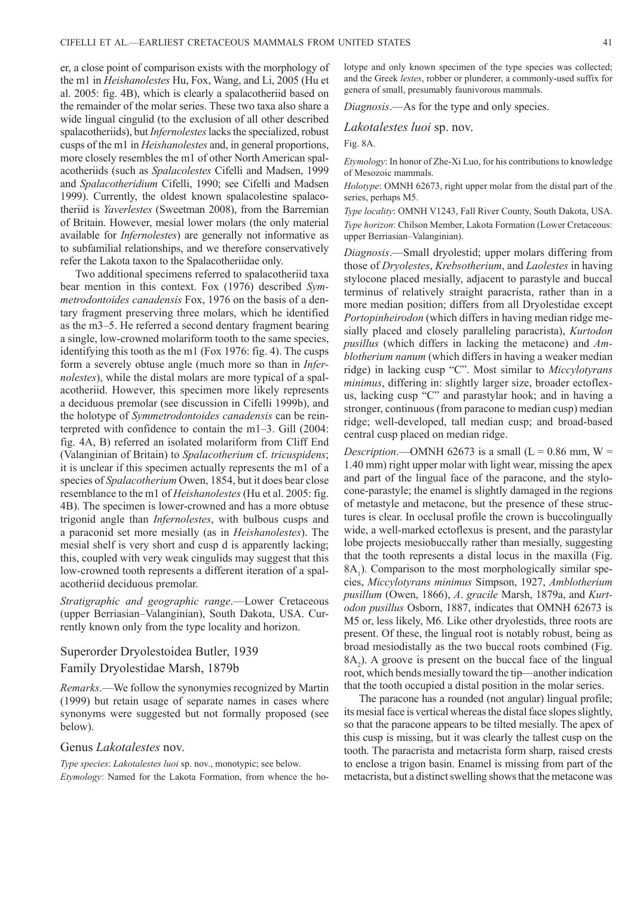er, a close point of comparison exists with the morphology of the m1 in *Heishanolestes* Hu, Fox, Wang, and Li, 2005 (Hu et al. 2005: fig. 4B), which is clearly a spalacotheriid based on the remainder of the molar series. These two taxa also share a wide lingual cingulid (to the exclusion of all other described spalacotheriids), but *Infernolestes* lacks the specialized, robust cusps of the m1 in *Heishanolestes* and, in general proportions, more closely resembles the m1 of other North American spalacotheriids (such as *Spalacolestes* Cifelli and Madsen, 1999 and *Spalacotheridium* Cifelli, 1990; see Cifelli and Madsen 1999). Currently, the oldest known spalacolestine spalacotheriid is *Yaverlestes* (Sweetman 2008), from the Barremian of Britain. However, mesial lower molars (the only material available for *Infernolestes*) are generally not informative as to subfamilial relationships, and we therefore conservatively refer the Lakota taxon to the Spalacotheriidae only.

Two additional specimens referred to spalacotheriid taxa bear mention in this context. Fox (1976) described *Symmetrodontoides canadensis* Fox, 1976 on the basis of a dentary fragment preserving three molars, which he identified as the m3–5. He referred a second dentary fragment bearing a single, low-crowned molariform tooth to the same species, identifying this tooth as the m1 (Fox 1976: fig. 4). The cusps form a severely obtuse angle (much more so than in *Infernolestes*), while the distal molars are more typical of a spalacotheriid. However, this specimen more likely represents a deciduous premolar (see discussion in Cifelli 1999b), and the holotype of *Symmetrodontoides canadensis* can be reinterpreted with confidence to contain the m1–3. Gill (2004: fig. 4A, B) referred an isolated molariform from Cliff End (Valanginian of Britain) to *Spalacotherium* cf. *tricuspidens*; it is unclear if this specimen actually represents the m1 of a species of *Spalacotherium* Owen, 1854, but it does bear close resemblance to the m1 of *Heishanolestes* (Hu et al. 2005: fig. 4B). The specimen is lower-crowned and has a more obtuse trigonid angle than *Infernolestes*, with bulbous cusps and a paraconid set more mesially (as in *Heishanolestes*). The mesial shelf is very short and cusp d is apparently lacking; this, coupled with very weak cingulids may suggest that this low-crowned tooth represents a different iteration of a spalacotheriid deciduous premolar.

*Stratigraphic and geographic range*.—Lower Cretaceous (upper Berriasian–Valanginian), South Dakota, USA. Currently known only from the type locality and horizon.

## Superorder Dryolestoidea Butler, 1939

## Family Dryolestidae Marsh, 1879b

*Remarks*.—We follow the synonymies recognized by Martin (1999) but retain usage of separate names in cases where synonyms were suggested but not formally proposed (see below).

## Genus *Lakotalestes* nov.

*Type species*: *Lakotalestes luoi* sp. nov., monotypic; see below.

*Etymology*: Named for the Lakota Formation, from whence the holotype and only known specimen of the type species was collected; and the Greek *lestes*, robber or plunderer, a commonly-used suffix for genera of small, presumably faunivorous mammals.

*Diagnosis*.—As for the type and only species.

## *Lakotalestes luoi* sp. nov.

Fig. 8A.

*Etymology*: In honor of Zhe-Xi Luo, for his contributions to knowledge of Mesozoic mammals.

*Holotype*: OMNH 62673, right upper molar from the distal part of the series, perhaps M5.

*Type locality*: OMNH V1243, Fall River County, South Dakota, USA.

*Type horizon*: Chilson Member, Lakota Formation (Lower Cretaceous: upper Berriasian–Valanginian).

*Diagnosis*.—Small dryolestid; upper molars differing from those of *Dryolestes*, *Krebsotherium*, and *Laolestes* in having stylocone placed mesially, adjacent to parastyle and buccal terminus of relatively straight paracrista, rather than in a more median position; differs from all Dryolestidae except *Portopinheirodon* (which differs in having median ridge mesially placed and closely paralleling paracrista), *Kurtodon pusillus* (which differs in lacking the metacone) and *Amblotherium nanum* (which differs in having a weaker median ridge) in lacking cusp "C". Most similar to *Miccylotyrans minimus*, differing in: slightly larger size, broader ectoflexus, lacking cusp "C" and parastylar hook; and in having a stronger, continuous (from paracone to median cusp) median ridge; well-developed, tall median cusp; and broad-based central cusp placed on median ridge.

*Description*.—OMNH 62673 is a small (L = 0.86 mm, W = 1.40 mm) right upper molar with light wear, missing the apex and part of the lingual face of the paracone, and the stylocone-parastyle; the enamel is slightly damaged in the regions of metastyle and metacone, but the presence of these structures is clear. In occlusal profile the crown is buccolingually wide, a well-marked ectoflexus is present, and the parastylar lobe projects mesiobuccally rather than mesially, suggesting that the tooth represents a distal locus in the maxilla (Fig. $8A_1$). Comparison to the most morphologically similar species, *Miccylotyrans minimus* Simpson, 1927, *Amblotherium pusillum* (Owen, 1866), *A*. *gracile* Marsh, 1879a, and *Kurtodon pusillus* Osborn, 1887, indicates that OMNH 62673 is M5 or, less likely, M6. Like other dryolestids, three roots are present. Of these, the lingual root is notably robust, being as broad mesiodistally as the two buccal roots combined (Fig. $8A_2$). A groove is present on the buccal face of the lingual root, which bends mesially toward the tip—another indication that the tooth occupied a distal position in the molar series.

The paracone has a rounded (not angular) lingual profile; its mesial face is vertical whereas the distal face slopes slightly, so that the paracone appears to be tilted mesially. The apex of this cusp is missing, but it was clearly the tallest cusp on the tooth. The paracrista and metacrista form sharp, raised crests to enclose a trigon basin. Enamel is missing from part of the metacrista, but a distinct swelling shows that the metacone was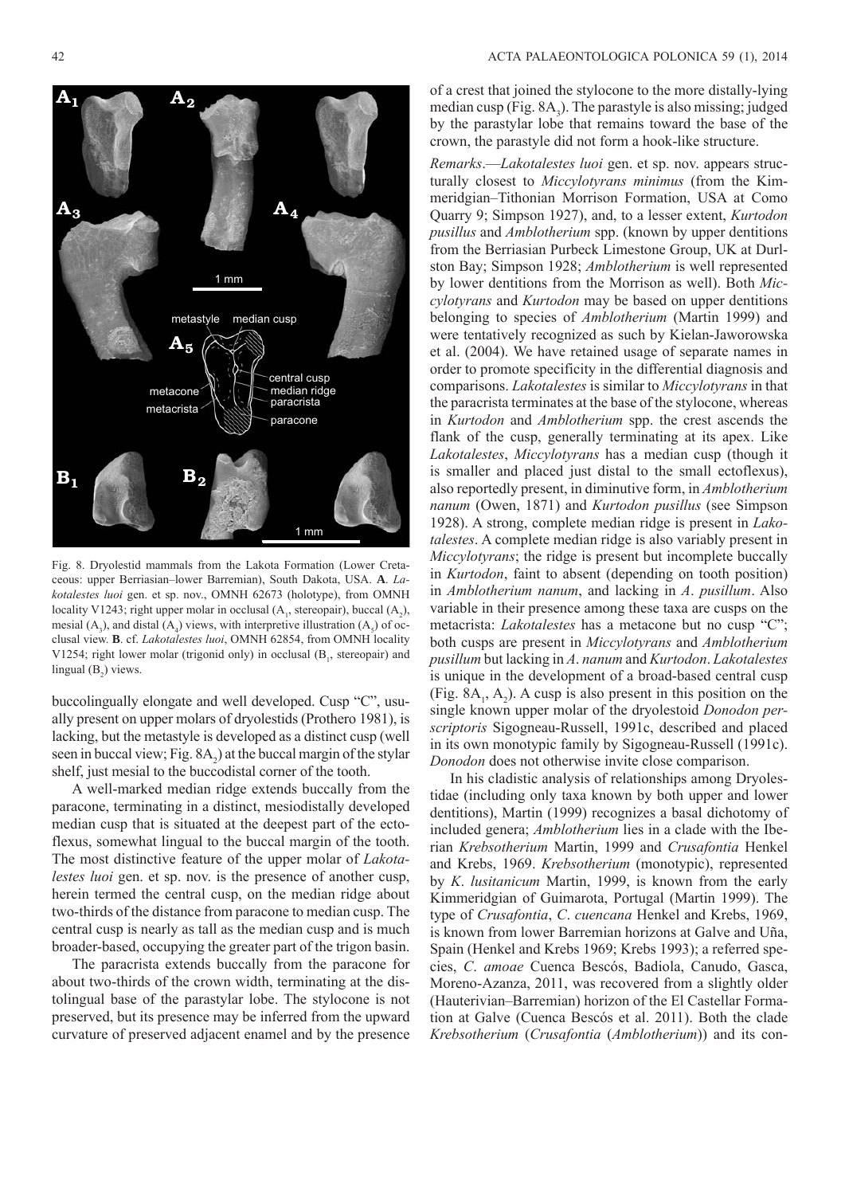Fig. 8. Dryolestid mammals from the Lakota Formation (Lower Cretaceous: upper Berriasian–lower Barremian), South Dakota, USA. **A**. *Lakotalestes luoi* gen. et sp. nov., OMNH 62673 (holotype), from OMNH locality V1243; right upper molar in occlusal ($A_1$, stereopair), buccal ($A_2$), mesial ($A_3$), and distal ($A_4$) views, with interpretive illustration ($A_5$) of occlusal view. **B**. cf. *Lakotalestes luoi*, OMNH 62854, from OMNH locality V1254; right lower molar (trigonid only) in occlusal ($B_1$, stereopair) and lingual ($B_2$) views.

buccolingually elongate and well developed. Cusp "C", usually present on upper molars of dryolestids (Prothero 1981), is lacking, but the metastyle is developed as a distinct cusp (well seen in buccal view; Fig. $8A_2$) at the buccal margin of the stylar shelf, just mesial to the buccodistal corner of the tooth.

A well-marked median ridge extends buccally from the paracone, terminating in a distinct, mesiodistally developed median cusp that is situated at the deepest part of the ectoflexus, somewhat lingual to the buccal margin of the tooth. The most distinctive feature of the upper molar of *Lakotalestes luoi* gen. et sp. nov. is the presence of another cusp, herein termed the central cusp, on the median ridge about two-thirds of the distance from paracone to median cusp. The central cusp is nearly as tall as the median cusp and is much broader-based, occupying the greater part of the trigon basin.

The paracrista extends buccally from the paracone for about two-thirds of the crown width, terminating at the distolingual base of the parastylar lobe. The stylocone is not preserved, but its presence may be inferred from the upward curvature of preserved adjacent enamel and by the presence of a crest that joined the stylocone to the more distally-lying median cusp (Fig. $8A_5$). The parastyle is also missing; judged by the parastylar lobe that remains toward the base of the crown, the parastyle did not form a hook-like structure.

*Remarks*.—*Lakotalestes luoi* gen. et sp. nov. appears structurally closest to *Miccylotyrans minimus* (from the Kimmeridgian–Tithonian Morrison Formation, USA at Como Quarry 9; Simpson 1927), and, to a lesser extent, *Kurtodon pusillus* and *Amblotherium* spp. (known by upper dentitions from the Berriasian Purbeck Limestone Group, UK at Durlston Bay; Simpson 1928; *Amblotherium* is well represented by lower dentitions from the Morrison as well). Both *Miccylotyrans* and *Kurtodon* may be based on upper dentitions belonging to species of *Amblotherium* (Martin 1999) and were tentatively recognized as such by Kielan-Jaworowska et al. (2004). We have retained usage of separate names in order to promote specificity in the differential diagnosis and comparisons. *Lakotalestes* is similar to *Miccylotyrans* in that the paracrista terminates at the base of the stylocone, whereas in *Kurtodon* and *Amblotherium* spp. the crest ascends the flank of the cusp, generally terminating at its apex. Like *Lakotalestes*, *Miccylotyrans* has a median cusp (though it is smaller and placed just distal to the small ectoflexus), also reportedly present, in diminutive form, in *Amblotherium nanum* (Owen, 1871) and *Kurtodon pusillus* (see Simpson 1928). A strong, complete median ridge is present in *Lakotalestes*. A complete median ridge is also variably present in *Miccylotyrans*; the ridge is present but incomplete buccally in *Kurtodon*, faint to absent (depending on tooth position) in *Amblotherium nanum*, and lacking in *A*. *pusillum*. Also variable in their presence among these taxa are cusps on the metacrista: *Lakotalestes* has a metacone but no cusp "C"; both cusps are present in *Miccylotyrans* and *Amblotherium pusillum* but lacking in *A*. *nanum* and *Kurtodon*. *Lakotalestes* is unique in the development of a broad-based central cusp (Fig. $8A_1$, $A_2$). A cusp is also present in this position on the single known upper molar of the dryolestoid *Donodon perscriptoris* Sigogneau-Russell, 1991c, described and placed in its own monotypic family by Sigogneau-Russell (1991c). *Donodon* does not otherwise invite close comparison.

In his cladistic analysis of relationships among Dryolestidae (including only taxa known by both upper and lower dentitions), Martin (1999) recognizes a basal dichotomy of included genera; *Amblotherium* lies in a clade with the Iberian *Krebsotherium* Martin, 1999 and *Crusafontia* Henkel and Krebs, 1969. *Krebsotherium* (monotypic), represented by *K*. *lusitanicum* Martin, 1999, is known from the early Kimmeridgian of Guimarota, Portugal (Martin 1999). The type of *Crusafontia*, *C*. *cuencana* Henkel and Krebs, 1969, is known from lower Barremian horizons at Galve and Uña, Spain (Henkel and Krebs 1969; Krebs 1993); a referred species, *C*. *amoae* Cuenca Bescós, Badiola, Canudo, Gasca, Moreno-Azanza, 2011, was recovered from a slightly older (Hauterivian–Barremian) horizon of the El Castellar Formation at Galve (Cuenca Bescós et al. 2011). Both the clade *Krebsotherium* (*Crusafontia* (*Amblotherium*)) and its con-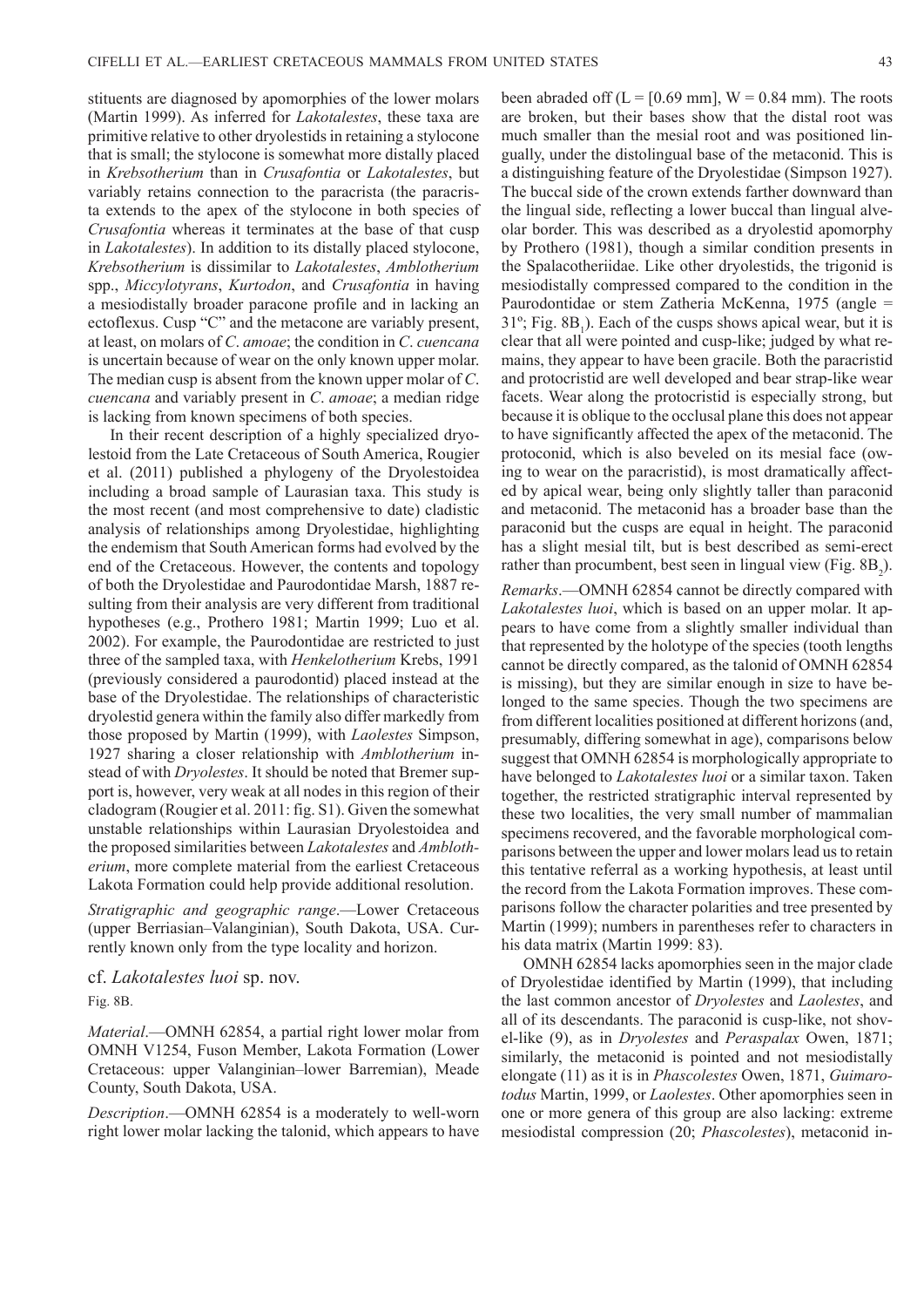stituents are diagnosed by apomorphies of the lower molars (Martin 1999). As inferred for *Lakotalestes*, these taxa are primitive relative to other dryolestids in retaining a stylocone that is small; the stylocone is somewhat more distally placed in *Krebsotherium* than in *Crusafontia* or *Lakotalestes*, but variably retains connection to the paracrista (the paracrista extends to the apex of the stylocone in both species of *Crusafontia* whereas it terminates at the base of that cusp in *Lakotalestes*). In addition to its distally placed stylocone, *Krebsotherium* is dissimilar to *Lakotalestes*, *Amblotherium* spp., *Miccylotyrans*, *Kurtodon*, and *Crusafontia* in having a mesiodistally broader paracone profile and in lacking an ectoflexus. Cusp "C" and the metacone are variably present, at least, on molars of *C*. *amoae*; the condition in *C*. *cuencana* is uncertain because of wear on the only known upper molar. The median cusp is absent from the known upper molar of *C*. *cuencana* and variably present in *C*. *amoae*; a median ridge is lacking from known specimens of both species.

In their recent description of a highly specialized dryolestoid from the Late Cretaceous of South America, Rougier et al. (2011) published a phylogeny of the Dryolestoidea including a broad sample of Laurasian taxa. This study is the most recent (and most comprehensive to date) cladistic analysis of relationships among Dryolestidae, highlighting the endemism that South American forms had evolved by the end of the Cretaceous. However, the contents and topology of both the Dryolestidae and Paurodontidae Marsh, 1887 resulting from their analysis are very different from traditional hypotheses (e.g., Prothero 1981; Martin 1999; Luo et al. 2002). For example, the Paurodontidae are restricted to just three of the sampled taxa, with *Henkelotherium* Krebs, 1991 (previously considered a paurodontid) placed instead at the base of the Dryolestidae. The relationships of characteristic dryolestid genera within the family also differ markedly from those proposed by Martin (1999), with *Laolestes* Simpson, 1927 sharing a closer relationship with *Amblotherium* instead of with *Dryolestes*. It should be noted that Bremer support is, however, very weak at all nodes in this region of their cladogram (Rougier et al. 2011: fig. S1). Given the somewhat unstable relationships within Laurasian Dryolestoidea and the proposed similarities between *Lakotalestes* and *Amblotherium*, more complete material from the earliest Cretaceous Lakota Formation could help provide additional resolution.

*Stratigraphic and geographic range*.—Lower Cretaceous (upper Berriasian–Valanginian), South Dakota, USA. Currently known only from the type locality and horizon.

cf. *Lakotalestes luoi* sp. nov.

Fig. 8B.

*Material*.—OMNH 62854, a partial right lower molar from OMNH V1254, Fuson Member, Lakota Formation (Lower Cretaceous: upper Valanginian–lower Barremian), Meade County, South Dakota, USA.

*Description*.—OMNH 62854 is a moderately to well-worn right lower molar lacking the talonid, which appears to have been abraded off (L = [0.69 mm], W = 0.84 mm). The roots are broken, but their bases show that the distal root was much smaller than the mesial root and was positioned lingually, under the distolingual base of the metaconid. This is a distinguishing feature of the Dryolestidae (Simpson 1927). The buccal side of the crown extends farther downward than the lingual side, reflecting a lower buccal than lingual alveolar border. This was described as a dryolestid apomorphy by Prothero (1981), though a similar condition presents in the Spalacotheriidae. Like other dryolestids, the trigonid is mesiodistally compressed compared to the condition in the Paurodontidae or stem Zatheria McKenna, 1975 (angle = 31º; Fig. $8B_1$). Each of the cusps shows apical wear, but it is clear that all were pointed and cusp-like; judged by what remains, they appear to have been gracile. Both the paracristid and protocristid are well developed and bear strap-like wear facets. Wear along the protocristid is especially strong, but because it is oblique to the occlusal plane this does not appear to have significantly affected the apex of the metaconid. The protoconid, which is also beveled on its mesial face (owing to wear on the paracristid), is most dramatically affected by apical wear, being only slightly taller than paraconid and metaconid. The metaconid has a broader base than the paraconid but the cusps are equal in height. The paraconid has a slight mesial tilt, but is best described as semi-erect rather than procumbent, best seen in lingual view (Fig. $8B_2$).

*Remarks*.—OMNH 62854 cannot be directly compared with *Lakotalestes luoi*, which is based on an upper molar. It appears to have come from a slightly smaller individual than that represented by the holotype of the species (tooth lengths cannot be directly compared, as the talonid of OMNH 62854 is missing), but they are similar enough in size to have belonged to the same species. Though the two specimens are from different localities positioned at different horizons (and, presumably, differing somewhat in age), comparisons below suggest that OMNH 62854 is morphologically appropriate to have belonged to *Lakotalestes luoi* or a similar taxon. Taken together, the restricted stratigraphic interval represented by these two localities, the very small number of mammalian specimens recovered, and the favorable morphological comparisons between the upper and lower molars lead us to retain this tentative referral as a working hypothesis, at least until the record from the Lakota Formation improves. These comparisons follow the character polarities and tree presented by Martin (1999); numbers in parentheses refer to characters in his data matrix (Martin 1999: 83).

OMNH 62854 lacks apomorphies seen in the major clade of Dryolestidae identified by Martin (1999), that including the last common ancestor of *Dryolestes* and *Laolestes*, and all of its descendants. The paraconid is cusp-like, not shovel-like (9), as in *Dryolestes* and *Peraspalax* Owen, 1871; similarly, the metaconid is pointed and not mesiodistally elongate (11) as it is in *Phascolestes* Owen, 1871, *Guimarotodus* Martin, 1999, or *Laolestes*. Other apomorphies seen in one or more genera of this group are also lacking: extreme mesiodistal compression (20; *Phascolestes*), metaconid in-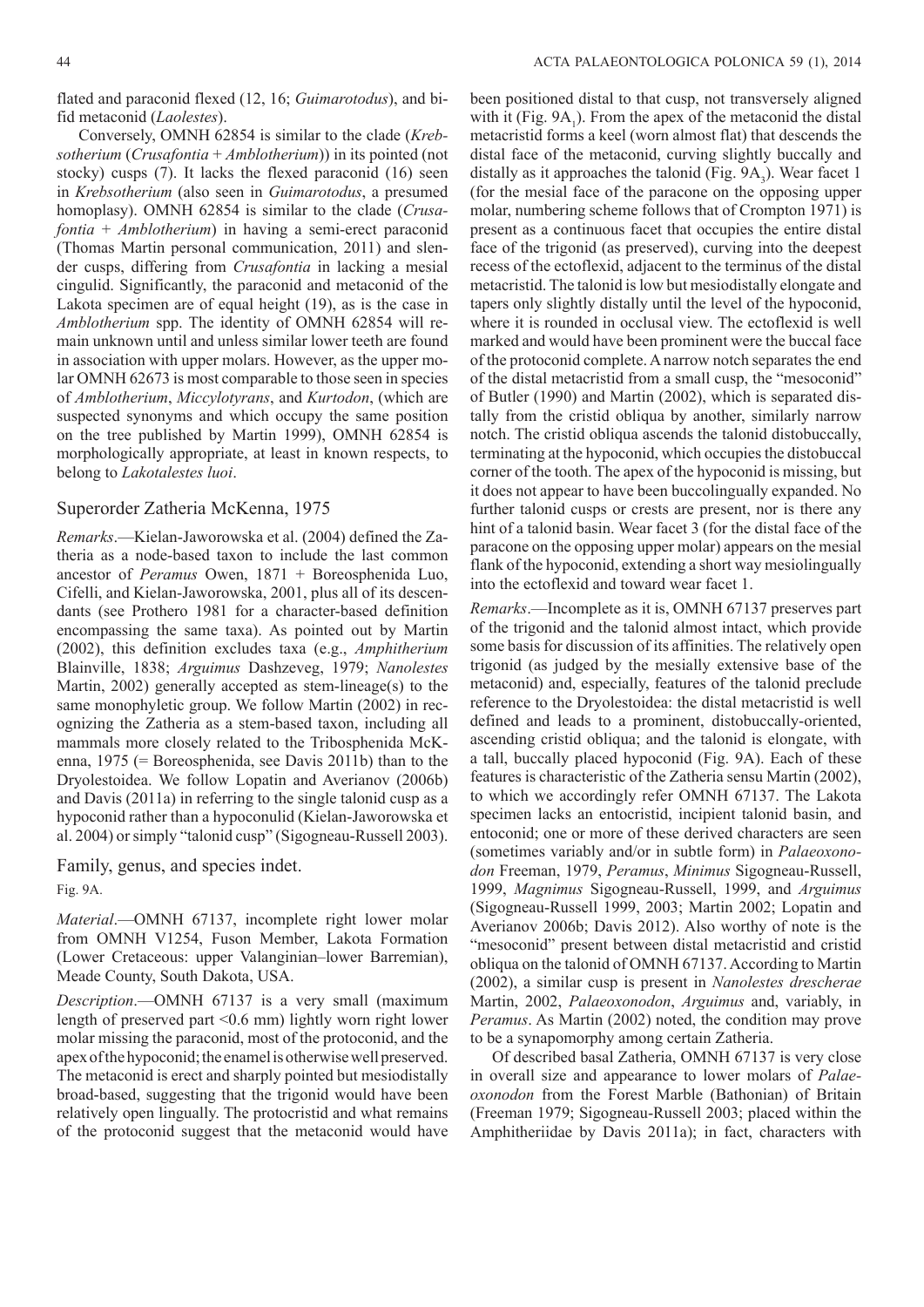flated and paraconid flexed (12, 16; *Guimarotodus*), and bifid metaconid (*Laolestes*).

Conversely, OMNH 62854 is similar to the clade (*Krebsotherium* (*Crusafontia* + *Amblotherium*)) in its pointed (not stocky) cusps (7). It lacks the flexed paraconid (16) seen in *Krebsotherium* (also seen in *Guimarotodus*, a presumed homoplasy). OMNH 62854 is similar to the clade (*Crusafontia* + *Amblotherium*) in having a semi-erect paraconid (Thomas Martin personal communication, 2011) and slender cusps, differing from *Crusafontia* in lacking a mesial cingulid. Significantly, the paraconid and metaconid of the Lakota specimen are of equal height (19), as is the case in *Amblotherium* spp. The identity of OMNH 62854 will remain unknown until and unless similar lower teeth are found in association with upper molars. However, as the upper molar OMNH 62673 is most comparable to those seen in species of *Amblotherium*, *Miccylotyrans*, and *Kurtodon*, (which are suspected synonyms and which occupy the same position on the tree published by Martin 1999), OMNH 62854 is morphologically appropriate, at least in known respects, to belong to *Lakotalestes luoi*.

## Superorder Zatheria McKenna, 1975

*Remarks*.—Kielan-Jaworowska et al. (2004) defined the Zatheria as a node-based taxon to include the last common ancestor of *Peramus* Owen, 1871 + Boreosphenida Luo, Cifelli, and Kielan-Jaworowska, 2001, plus all of its descendants (see Prothero 1981 for a character-based definition encompassing the same taxa). As pointed out by Martin (2002), this definition excludes taxa (e.g., *Amphitherium* Blainville, 1838; *Arguimus* Dashzeveg, 1979; *Nanolestes* Martin, 2002) generally accepted as stem-lineage(s) to the same monophyletic group. We follow Martin (2002) in recognizing the Zatheria as a stem-based taxon, including all mammals more closely related to the Tribosphenida McKenna, 1975 (= Boreosphenida, see Davis 2011b) than to the Dryolestoidea. We follow Lopatin and Averianov (2006b) and Davis (2011a) in referring to the single talonid cusp as a hypoconid rather than a hypoconulid (Kielan-Jaworowska et al. 2004) or simply "talonid cusp" (Sigogneau-Russell 2003).

### Family, genus, and species indet.

Fig. 9A.

*Material*.—OMNH 67137, incomplete right lower molar from OMNH V1254, Fuson Member, Lakota Formation (Lower Cretaceous: upper Valanginian–lower Barremian), Meade County, South Dakota, USA.

*Description*.—OMNH 67137 is a very small (maximum length of preserved part <0.6 mm) lightly worn right lower molar missing the paraconid, most of the protoconid, and the apex of the hypoconid; the enamel is otherwise well preserved. The metaconid is erect and sharply pointed but mesiodistally broad-based, suggesting that the trigonid would have been relatively open lingually. The protocristid and what remains of the protoconid suggest that the metaconid would have been positioned distal to that cusp, not transversely aligned with it (Fig. $9A_1$). From the apex of the metaconid the distal metacristid forms a keel (worn almost flat) that descends the distal face of the metaconid, curving slightly buccally and distally as it approaches the talonid (Fig. $9A_3$). Wear facet 1 (for the mesial face of the paracone on the opposing upper molar, numbering scheme follows that of Crompton 1971) is present as a continuous facet that occupies the entire distal face of the trigonid (as preserved), curving into the deepest recess of the ectoflexid, adjacent to the terminus of the distal metacristid. The talonid is low but mesiodistally elongate and tapers only slightly distally until the level of the hypoconid, where it is rounded in occlusal view. The ectoflexid is well marked and would have been prominent were the buccal face of the protoconid complete. A narrow notch separates the end of the distal metacristid from a small cusp, the "mesoconid" of Butler (1990) and Martin (2002), which is separated distally from the cristid obliqua by another, similarly narrow notch. The cristid obliqua ascends the talonid distobuccally, terminating at the hypoconid, which occupies the distobuccal corner of the tooth. The apex of the hypoconid is missing, but it does not appear to have been buccolingually expanded. No further talonid cusps or crests are present, nor is there any hint of a talonid basin. Wear facet 3 (for the distal face of the paracone on the opposing upper molar) appears on the mesial flank of the hypoconid, extending a short way mesiolingually into the ectoflexid and toward wear facet 1.

*Remarks*.—Incomplete as it is, OMNH 67137 preserves part of the trigonid and the talonid almost intact, which provide some basis for discussion of its affinities. The relatively open trigonid (as judged by the mesially extensive base of the metaconid) and, especially, features of the talonid preclude reference to the Dryolestoidea: the distal metacristid is well defined and leads to a prominent, distobuccally-oriented, ascending cristid obliqua; and the talonid is elongate, with a tall, buccally placed hypoconid (Fig. 9A). Each of these features is characteristic of the Zatheria sensu Martin (2002), to which we accordingly refer OMNH 67137. The Lakota specimen lacks an entocristid, incipient talonid basin, and entoconid; one or more of these derived characters are seen (sometimes variably and/or in subtle form) in *Palaeoxonodon* Freeman, 1979, *Peramus*, *Minimus* Sigogneau-Russell, 1999, *Magnimus* Sigogneau-Russell, 1999, and *Arguimus* (Sigogneau-Russell 1999, 2003; Martin 2002; Lopatin and Averianov 2006b; Davis 2012). Also worthy of note is the "mesoconid" present between distal metacristid and cristid obliqua on the talonid of OMNH 67137. According to Martin (2002), a similar cusp is present in *Nanolestes drescherae* Martin, 2002, *Palaeoxonodon*, *Arguimus* and, variably, in *Peramus*. As Martin (2002) noted, the condition may prove to be a synapomorphy among certain Zatheria.

Of described basal Zatheria, OMNH 67137 is very close in overall size and appearance to lower molars of *Palaeoxonodon* from the Forest Marble (Bathonian) of Britain (Freeman 1979; Sigogneau-Russell 2003; placed within the Amphitheriidae by Davis 2011a); in fact, characters with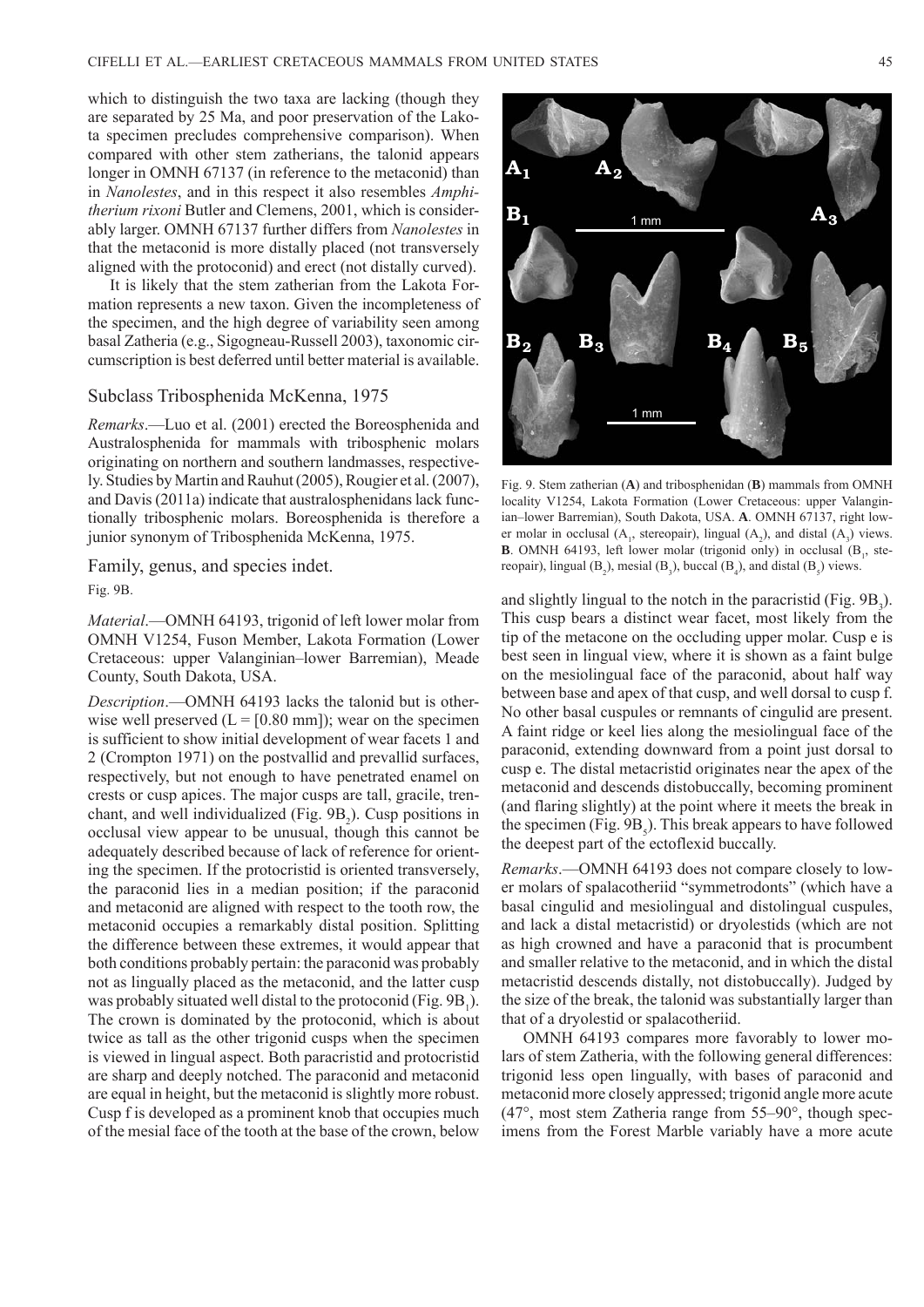which to distinguish the two taxa are lacking (though they are separated by 25 Ma, and poor preservation of the Lakota specimen precludes comprehensive comparison). When compared with other stem zatherians, the talonid appears longer in OMNH 67137 (in reference to the metaconid) than in *Nanolestes*, and in this respect it also resembles *Amphitherium rixoni* Butler and Clemens, 2001, which is considerably larger. OMNH 67137 further differs from *Nanolestes* in that the metaconid is more distally placed (not transversely aligned with the protoconid) and erect (not distally curved).

It is likely that the stem zatherian from the Lakota Formation represents a new taxon. Given the incompleteness of the specimen, and the high degree of variability seen among basal Zatheria (e.g., Sigogneau-Russell 2003), taxonomic circumscription is best deferred until better material is available.

## Subclass Tribosphenida McKenna, 1975

*Remarks*.—Luo et al. (2001) erected the Boreosphenida and Australosphenida for mammals with tribosphenic molars originating on northern and southern landmasses, respectively. Studies by Martin and Rauhut (2005), Rougier et al. (2007), and Davis (2011a) indicate that australosphenidans lack functionally tribosphenic molars. Boreosphenida is therefore a junior synonym of Tribosphenida McKenna, 1975.

## Family, genus, and species indet.

Fig. 9B.

*Material*.—OMNH 64193, trigonid of left lower molar from OMNH V1254, Fuson Member, Lakota Formation (Lower Cretaceous: upper Valanginian–lower Barremian), Meade County, South Dakota, USA.

*Description*.—OMNH 64193 lacks the talonid but is otherwise well preserved (L = [0.80 mm]); wear on the specimen is sufficient to show initial development of wear facets 1 and 2 (Crompton 1971) on the postvallid and prevallid surfaces, respectively, but not enough to have penetrated enamel on crests or cusp apices. The major cusps are tall, gracile, trenchant, and well individualized (Fig. 9B$_2$). Cusp positions in occlusal view appear to be unusual, though this cannot be adequately described because of lack of reference for orienting the specimen. If the protocristid is oriented transversely, the paraconid lies in a median position; if the paraconid and metaconid are aligned with respect to the tooth row, the metaconid occupies a remarkably distal position. Splitting the difference between these extremes, it would appear that both conditions probably pertain: the paraconid was probably not as lingually placed as the metaconid, and the latter cusp was probably situated well distal to the protoconid (Fig. 9B$_1$). The crown is dominated by the protoconid, which is about twice as tall as the other trigonid cusps when the specimen is viewed in lingual aspect. Both paracristid and protocristid are sharp and deeply notched. The paraconid and metaconid are equal in height, but the metaconid is slightly more robust. Cusp f is developed as a prominent knob that occupies much of the mesial face of the tooth at the base of the crown, below and slightly lingual to the notch in the paracristid (Fig. 9B$_3$). This cusp bears a distinct wear facet, most likely from the tip of the metacone on the occluding upper molar. Cusp e is best seen in lingual view, where it is shown as a faint bulge on the mesiolingual face of the paraconid, about half way between base and apex of that cusp, and well dorsal to cusp f. No other basal cuspules or remnants of cingulid are present. A faint ridge or keel lies along the mesiolingual face of the paraconid, extending downward from a point just dorsal to cusp e. The distal metacristid originates near the apex of the metaconid and descends distobuccally, becoming prominent (and flaring slightly) at the point where it meets the break in the specimen (Fig. 9B$_5$). This break appears to have followed the deepest part of the ectoflexid buccally.

*Remarks*.—OMNH 64193 does not compare closely to lower molars of spalacotheriid "symmetrodonts" (which have a basal cingulid and mesiolingual and distolingual cuspules, and lack a distal metacristid) or dryolestids (which are not as high crowned and have a paraconid that is procumbent and smaller relative to the metaconid, and in which the distal metacristid descends distally, not distobuccally). Judged by the size of the break, the talonid was substantially larger than that of a dryolestid or spalacotheriid.

OMNH 64193 compares more favorably to lower molars of stem Zatheria, with the following general differences: trigonid less open lingually, with bases of paraconid and metaconid more closely appressed; trigonid angle more acute (47°, most stem Zatheria range from 55–90°, though specimens from the Forest Marble variably have a more acute

Fig. 9. Stem zatherian (**A**) and tribosphenidan (**B**) mammals from OMNH locality V1254, Lakota Formation (Lower Cretaceous: upper Valanginian–lower Barremian), South Dakota, USA. **A**. OMNH 67137, right lower molar in occlusal (A$_1$, stereopair), lingual (A$_2$), and distal (A$_3$) views. **B**. OMNH 64193, left lower molar (trigonid only) in occlusal (B$_1$, stereopair), lingual (B$_2$), mesial (B$_3$), buccal (B$_4$), and distal (B$_5$) views.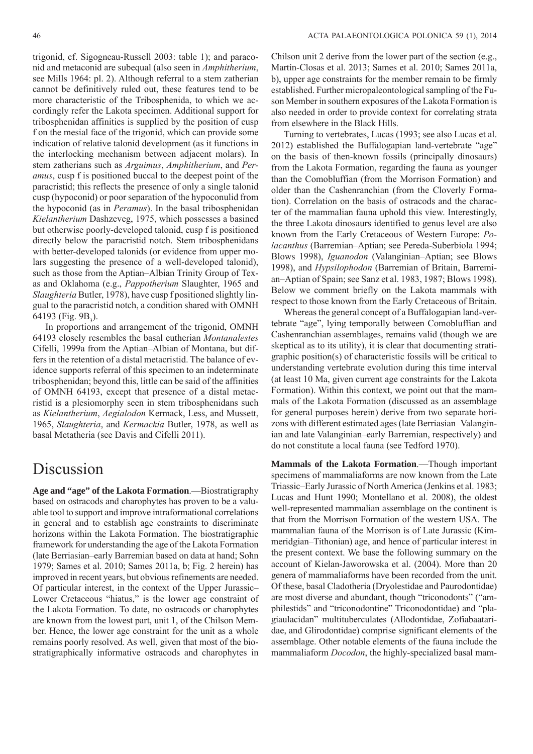trigonid, cf. Sigogneau-Russell 2003: table 1); and paraconid and metaconid are subequal (also seen in *Amphitherium*, see Mills 1964: pl. 2). Although referral to a stem zatherian cannot be definitively ruled out, these features tend to be more characteristic of the Tribosphenida, to which we accordingly refer the Lakota specimen. Additional support for tribosphenidan affinities is supplied by the position of cusp f on the mesial face of the trigonid, which can provide some indication of relative talonid development (as it functions in the interlocking mechanism between adjacent molars). In stem zatherians such as *Arguimus*, *Amphitherium*, and *Peramus*, cusp f is positioned buccal to the deepest point of the paracristid; this reflects the presence of only a single talonid cusp (hypoconid) or poor separation of the hypoconulid from the hypoconid (as in *Peramus*). In the basal tribosphenidan *Kielantherium* Dashzeveg, 1975, which possesses a basined but otherwise poorly-developed talonid, cusp f is positioned directly below the paracristid notch. Stem tribosphenidans with better-developed talonids (or evidence from upper molars suggesting the presence of a well-developed talonid), such as those from the Aptian–Albian Trinity Group of Texas and Oklahoma (e.g., *Pappotherium* Slaughter, 1965 and *Slaughteria* Butler, 1978), have cusp f positioned slightly lingual to the paracristid notch, a condition shared with OMNH 64193 (Fig. 9B$_3$).

In proportions and arrangement of the trigonid, OMNH 64193 closely resembles the basal eutherian *Montanalestes* Cifelli, 1999a from the Aptian–Albian of Montana, but differs in the retention of a distal metacristid. The balance of evidence supports referral of this specimen to an indeterminate tribosphenidan; beyond this, little can be said of the affinities of OMNH 64193, except that presence of a distal metacristid is a plesiomorphy seen in stem tribosphenidans such as *Kielantherium*, *Aegialodon* Kermack, Less, and Mussett, 1965, *Slaughteria*, and *Kermackia* Butler, 1978, as well as basal Metatheria (see Davis and Cifelli 2011).

# Discussion

**Age and "age" of the Lakota Formation**.—Biostratigraphy based on ostracods and charophytes has proven to be a valuable tool to support and improve intraformational correlations in general and to establish age constraints to discriminate horizons within the Lakota Formation. The biostratigraphic framework for understanding the age of the Lakota Formation (late Berriasian–early Barremian based on data at hand; Sohn 1979; Sames et al. 2010; Sames 2011a, b; Fig. 2 herein) has improved in recent years, but obvious refinements are needed. Of particular interest, in the context of the Upper Jurassic–Lower Cretaceous "hiatus," is the lower age constraint of the Lakota Formation. To date, no ostracods or charophytes are known from the lowest part, unit 1, of the Chilson Member. Hence, the lower age constraint for the unit as a whole remains poorly resolved. As well, given that most of the biostratigraphically informative ostracods and charophytes in Chilson unit 2 derive from the lower part of the section (e.g., Martín-Closas et al. 2013; Sames et al. 2010; Sames 2011a, b), upper age constraints for the member remain to be firmly established. Further micropaleontological sampling of the Fuson Member in southern exposures of the Lakota Formation is also needed in order to provide context for correlating strata from elsewhere in the Black Hills.

Turning to vertebrates, Lucas (1993; see also Lucas et al. 2012) established the Buffalogapian land-vertebrate "age" on the basis of then-known fossils (principally dinosaurs) from the Lakota Formation, regarding the fauna as younger than the Comobluffian (from the Morrison Formation) and older than the Cashenranchian (from the Cloverly Formation). Correlation on the basis of ostracods and the character of the mammalian fauna uphold this view. Interestingly, the three Lakota dinosaurs identified to genus level are also known from the Early Cretaceous of Western Europe: *Polacanthus* (Barremian–Aptian; see Pereda-Suberbiola 1994; Blows 1998), *Iguanodon* (Valanginian–Aptian; see Blows 1998), and *Hypsilophodon* (Barremian of Britain, Barremian–Aptian of Spain; see Sanz et al. 1983, 1987; Blows 1998). Below we comment briefly on the Lakota mammals with respect to those known from the Early Cretaceous of Britain.

Whereas the general concept of a Buffalogapian land-vertebrate "age", lying temporally between Comobluffian and Cashenranchian assemblages, remains valid (though we are skeptical as to its utility), it is clear that documenting stratigraphic position(s) of characteristic fossils will be critical to understanding vertebrate evolution during this time interval (at least 10 Ma, given current age constraints for the Lakota Formation). Within this context, we point out that the mammals of the Lakota Formation (discussed as an assemblage for general purposes herein) derive from two separate horizons with different estimated ages (late Berriasian–Valanginian and late Valanginian–early Barremian, respectively) and do not constitute a local fauna (see Tedford 1970).

**Mammals of the Lakota Formation**.—Though important specimens of mammaliaforms are now known from the Late Triassic–Early Jurassic of North America (Jenkins et al. 1983; Lucas and Hunt 1990; Montellano et al. 2008), the oldest well-represented mammalian assemblage on the continent is that from the Morrison Formation of the western USA. The mammalian fauna of the Morrison is of Late Jurassic (Kimmeridgian–Tithonian) age, and hence of particular interest in the present context. We base the following summary on the account of Kielan-Jaworowska et al. (2004). More than 20 genera of mammaliaforms have been recorded from the unit. Of these, basal Cladotheria (Dryolestidae and Paurodontidae) are most diverse and abundant, though "triconodonts" ("amphilestids" and "triconodontine" Triconodontidae) and "plagiaulacidan" multituberculates (Allodontidae, Zofiabaataridae, and Glirodontidae) comprise significant elements of the assemblage. Other notable elements of the fauna include the mammaliaform *Docodon*, the highly-specialized basal mam-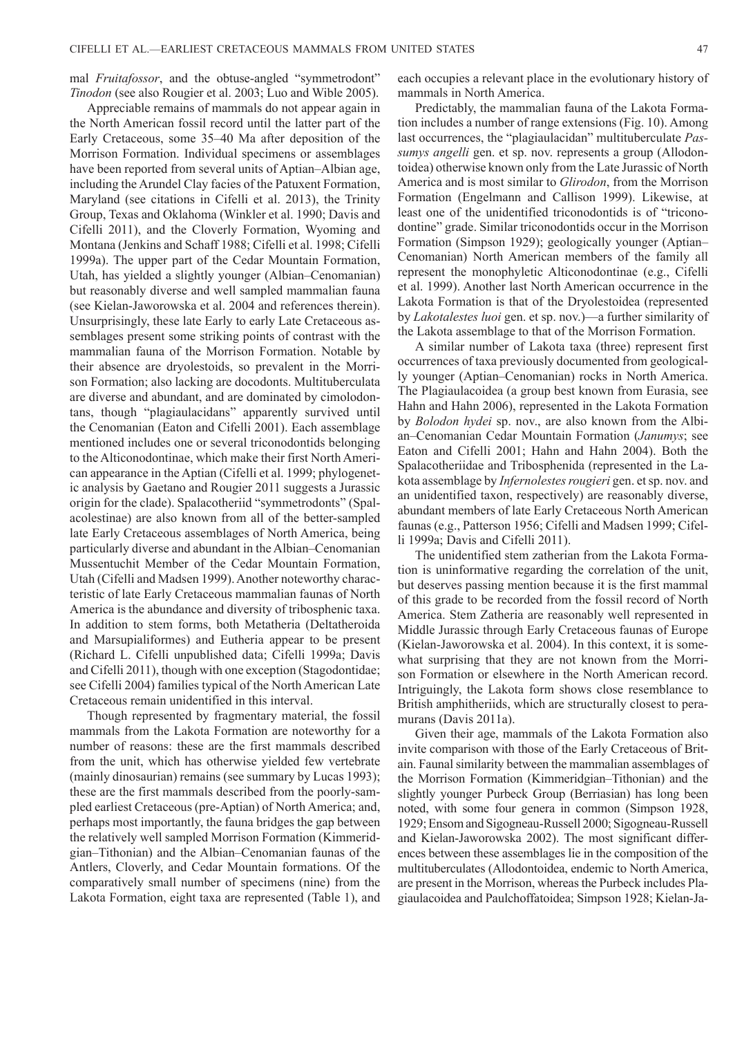mal *Fruitafossor*, and the obtuse-angled "symmetrodont" *Tinodon* (see also Rougier et al. 2003; Luo and Wible 2005).

Appreciable remains of mammals do not appear again in the North American fossil record until the latter part of the Early Cretaceous, some 35–40 Ma after deposition of the Morrison Formation. Individual specimens or assemblages have been reported from several units of Aptian–Albian age, including the Arundel Clay facies of the Patuxent Formation, Maryland (see citations in Cifelli et al. 2013), the Trinity Group, Texas and Oklahoma (Winkler et al. 1990; Davis and Cifelli 2011), and the Cloverly Formation, Wyoming and Montana (Jenkins and Schaff 1988; Cifelli et al. 1998; Cifelli 1999a). The upper part of the Cedar Mountain Formation, Utah, has yielded a slightly younger (Albian–Cenomanian) but reasonably diverse and well sampled mammalian fauna (see Kielan-Jaworowska et al. 2004 and references therein). Unsurprisingly, these late Early to early Late Cretaceous assemblages present some striking points of contrast with the mammalian fauna of the Morrison Formation. Notable by their absence are dryolestoids, so prevalent in the Morrison Formation; also lacking are docodonts. Multituberculata are diverse and abundant, and are dominated by cimolodontans, though "plagiaulacidans" apparently survived until the Cenomanian (Eaton and Cifelli 2001). Each assemblage mentioned includes one or several triconodontids belonging to the Alticonodontinae, which make their first North American appearance in the Aptian (Cifelli et al. 1999; phylogenetic analysis by Gaetano and Rougier 2011 suggests a Jurassic origin for the clade). Spalacotheriid "symmetrodonts" (Spalacolestinae) are also known from all of the better-sampled late Early Cretaceous assemblages of North America, being particularly diverse and abundant in the Albian–Cenomanian Mussentuchit Member of the Cedar Mountain Formation, Utah (Cifelli and Madsen 1999). Another noteworthy characteristic of late Early Cretaceous mammalian faunas of North America is the abundance and diversity of tribosphenic taxa. In addition to stem forms, both Metatheria (Deltatheroida and Marsupialiformes) and Eutheria appear to be present (Richard L. Cifelli unpublished data; Cifelli 1999a; Davis and Cifelli 2011), though with one exception (Stagodontidae; see Cifelli 2004) families typical of the North American Late Cretaceous remain unidentified in this interval.

Though represented by fragmentary material, the fossil mammals from the Lakota Formation are noteworthy for a number of reasons: these are the first mammals described from the unit, which has otherwise yielded few vertebrate (mainly dinosaurian) remains (see summary by Lucas 1993); these are the first mammals described from the poorly-sampled earliest Cretaceous (pre-Aptian) of North America; and, perhaps most importantly, the fauna bridges the gap between the relatively well sampled Morrison Formation (Kimmeridgian–Tithonian) and the Albian–Cenomanian faunas of the Antlers, Cloverly, and Cedar Mountain formations. Of the comparatively small number of specimens (nine) from the Lakota Formation, eight taxa are represented (Table 1), and each occupies a relevant place in the evolutionary history of mammals in North America.

Predictably, the mammalian fauna of the Lakota Formation includes a number of range extensions (Fig. 10). Among last occurrences, the "plagiaulacidan" multituberculate *Passumys angelli* gen. et sp. nov. represents a group (Allodontoidea) otherwise known only from the Late Jurassic of North America and is most similar to *Glirodon*, from the Morrison Formation (Engelmann and Callison 1999). Likewise, at least one of the unidentified triconodontids is of "triconodontine" grade. Similar triconodontids occur in the Morrison Formation (Simpson 1929); geologically younger (Aptian–Cenomanian) North American members of the family all represent the monophyletic Alticonodontinae (e.g., Cifelli et al. 1999). Another last North American occurrence in the Lakota Formation is that of the Dryolestoidea (represented by *Lakotalestes luoi* gen. et sp. nov.)—a further similarity of the Lakota assemblage to that of the Morrison Formation.

A similar number of Lakota taxa (three) represent first occurrences of taxa previously documented from geologically younger (Aptian–Cenomanian) rocks in North America. The Plagiaulacoidea (a group best known from Eurasia, see Hahn and Hahn 2006), represented in the Lakota Formation by *Bolodon hydei* sp. nov., are also known from the Albian–Cenomanian Cedar Mountain Formation (*Janumys*; see Eaton and Cifelli 2001; Hahn and Hahn 2004). Both the Spalacotheriidae and Tribosphenida (represented in the Lakota assemblage by *Infernolestes rougieri* gen. et sp. nov. and an unidentified taxon, respectively) are reasonably diverse, abundant members of late Early Cretaceous North American faunas (e.g., Patterson 1956; Cifelli and Madsen 1999; Cifelli 1999a; Davis and Cifelli 2011).

The unidentified stem zatherian from the Lakota Formation is uninformative regarding the correlation of the unit, but deserves passing mention because it is the first mammal of this grade to be recorded from the fossil record of North America. Stem Zatheria are reasonably well represented in Middle Jurassic through Early Cretaceous faunas of Europe (Kielan-Jaworowska et al. 2004). In this context, it is somewhat surprising that they are not known from the Morrison Formation or elsewhere in the North American record. Intriguingly, the Lakota form shows close resemblance to British amphitheriids, which are structurally closest to peramurans (Davis 2011a).

Given their age, mammals of the Lakota Formation also invite comparison with those of the Early Cretaceous of Britain. Faunal similarity between the mammalian assemblages of the Morrison Formation (Kimmeridgian–Tithonian) and the slightly younger Purbeck Group (Berriasian) has long been noted, with some four genera in common (Simpson 1928, 1929; Ensom and Sigogneau-Russell 2000; Sigogneau-Russell and Kielan-Jaworowska 2002). The most significant differences between these assemblages lie in the composition of the multituberculates (Allodontoidea, endemic to North America, are present in the Morrison, whereas the Purbeck includes Plagiaulacoidea and Paulchoffatoidea; Simpson 1928; Kielan-Ja-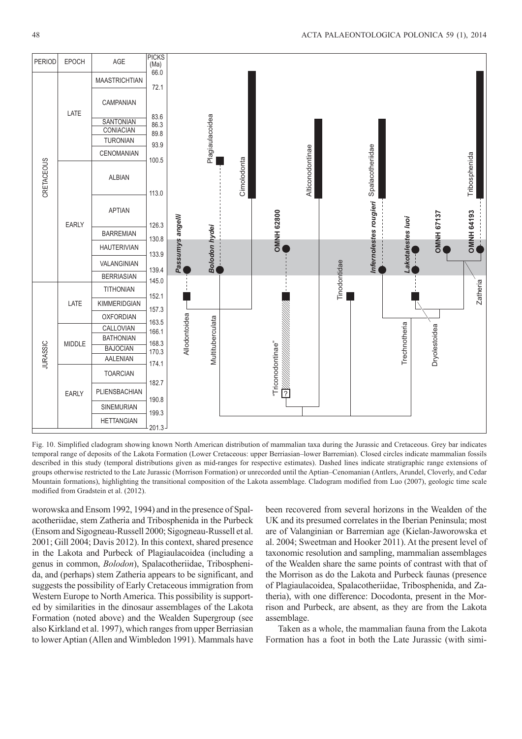Fig. 10. Simplified cladogram showing known North American distribution of mammalian taxa during the Jurassic and Cretaceous. Grey bar indicates temporal range of deposits of the Lakota Formation (Lower Cretaceous: upper Berriasian–lower Barremian). Closed circles indicate mammalian fossils described in this study (temporal distributions given as mid-ranges for respective estimates). Dashed lines indicate stratigraphic range extensions of groups otherwise restricted to the Late Jurassic (Morrison Formation) or unrecorded until the Aptian–Cenomanian (Antlers, Arundel, Cloverly, and Cedar Mountain formations), highlighting the transitional composition of the Lakota assemblage. Cladogram modified from Luo (2007), geologic time scale modified from Gradstein et al. (2012).

worowska and Ensom 1992, 1994) and in the presence of Spalacotheriidae, stem Zatheria and Tribosphenida in the Purbeck (Ensom and Sigogneau-Russell 2000; Sigogneau-Russell et al. 2001; Gill 2004; Davis 2012). In this context, shared presence in the Lakota and Purbeck of Plagiaulacoidea (including a genus in common, *Bolodon*), Spalacotheriidae, Tribosphenida, and (perhaps) stem Zatheria appears to be significant, and suggests the possibility of Early Cretaceous immigration from Western Europe to North America. This possibility is supported by similarities in the dinosaur assemblages of the Lakota Formation (noted above) and the Wealden Supergroup (see also Kirkland et al. 1997), which ranges from upper Berriasian to lower Aptian (Allen and Wimbledon 1991). Mammals have been recovered from several horizons in the Wealden of the UK and its presumed correlates in the Iberian Peninsula; most are of Valanginian or Barremian age (Kielan-Jaworowska et al. 2004; Sweetman and Hooker 2011). At the present level of taxonomic resolution and sampling, mammalian assemblages of the Wealden share the same points of contrast with that of the Morrison as do the Lakota and Purbeck faunas (presence of Plagiaulacoidea, Spalacotheriidae, Tribosphenida, and Zatheria), with one difference: Docodonta, present in the Morrison and Purbeck, are absent, as they are from the Lakota assemblage.

Taken as a whole, the mammalian fauna from the Lakota Formation has a foot in both the Late Jurassic (with simi-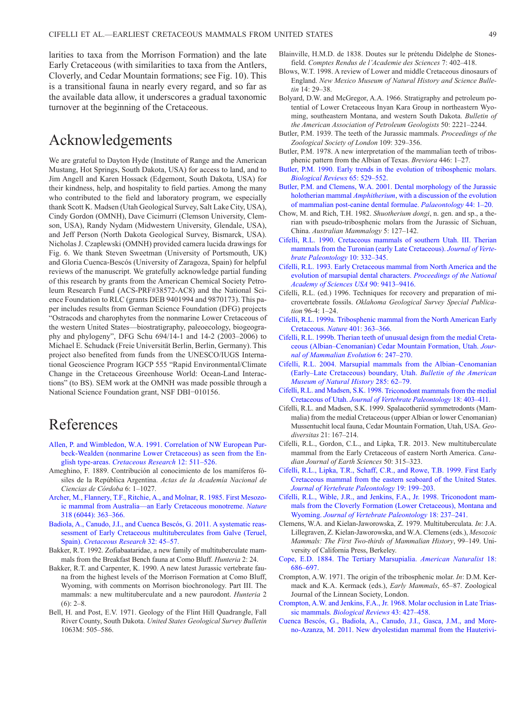larities to taxa from the Morrison Formation) and the late Early Cretaceous (with similarities to taxa from the Antlers, Cloverly, and Cedar Mountain formations; see Fig. 10). This is a transitional fauna in nearly every regard, and so far as the available data allow, it underscores a gradual taxonomic turnover at the beginning of the Cretaceous.

## Acknowledgements

We are grateful to Dayton Hyde (Institute of Range and the American Mustang, Hot Springs, South Dakota, USA) for access to land, and to Jim Angell and Karen Hossack (Edgemont, South Dakota, USA) for their kindness, help, and hospitality to field parties. Among the many who contributed to the field and laboratory program, we especially thank Scott K. Madsen (Utah Geological Survey, Salt Lake City, USA), Cindy Gordon (OMNH), Dave Cicimurri (Clemson University, Clemson, USA), Randy Nydam (Midwestern University, Glendale, USA), and Jeff Person (North Dakota Geological Survey, Bismarck, USA). Nicholas J. Czaplewski (OMNH) provided camera lucida drawings for Fig. 6. We thank Steven Sweetman (University of Portsmouth, UK) and Gloria Cuenca-Bescós (University of Zaragoza, Spain) for helpful reviews of the manuscript. We gratefully acknowledge partial funding of this research by grants from the American Chemical Society Petroleum Research Fund (ACS-PRF#38572-AC8) and the National Science Foundation to RLC (grants DEB 9401994 and 9870173). This paper includes results from German Science Foundation (DFG) projects "Ostracods and charophytes from the nonmarine Lower Cretaceous of the western United States—biostratigraphy, paleoecology, biogeography and phylogeny", DFG Schu 694/14-1 and 14-2 (2003–2006) to Michael E. Schudack (Freie Universität Berlin, Berlin, Germany). This project also benefited from funds from the UNESCO/IUGS International Geoscience Program IGCP 555 "Rapid Environmental/Climate Change in the Cretaceous Greenhouse World: Ocean-Land Interactions" (to BS). SEM work at the OMNH was made possible through a National Science Foundation grant, NSF DBI−010156.

## References

Allen, P. and Wimbledon, W.A. 1991. Correlation of NW European Purbeck-Wealden (nonmarine Lower Cretaceous) as seen from the English type-areas. *Cretaceous Research* 12: 511–526.

Ameghino, F. 1889. Contribución al conocimiento de los mamíferos fósiles de la República Argentina. *Actas de la Academía Nacional de Ciencias de Córdoba* 6: 1–1027.

Archer, M., Flannery, T.F., Ritchie, A., and Molnar, R. 1985. First Mesozoic mammal from Australia—an Early Cretaceous monotreme. *Nature* 318 (6044): 363–366.

Badiola, A., Canudo, J.I., and Cuenca Bescós, G. 2011. A systematic reassessment of Early Cretaceous multituberculates from Galve (Teruel, Spain). *Cretaceous Research* 32: 45–57.

Bakker, R.T. 1992. Zofiabaataridae, a new family of multituberculate mammals from the Breakfast Bench fauna at Como Bluff. *Hunteria* 2: 24.

Bakker, R.T. and Carpenter, K. 1990. A new latest Jurassic vertebrate fauna from the highest levels of the Morrison Formation at Como Bluff, Wyoming, with comments on Morrison biochronology. Part III. The mammals: a new multituberculate and a new paurodont. *Hunteria* 2 (6): 2–8.

Bell, H. and Post, E.V. 1971. Geology of the Flint Hill Quadrangle, Fall River County, South Dakota. *United States Geological Survey Bulletin* 1063M: 505–586.

Blainville, H.M.D. de 1838. Doutes sur le prétendu Didelphe de Stonesfield. *Comptes Rendus de l'Academie des Sciences* 7: 402–418.

Blows, W.T. 1998. A review of Lower and middle Cretaceous dinosaurs of England. *New Mexico Museum of Natural History and Science Bulletin* 14: 29–38.

Bolyard, D.W. and McGregor, A.A. 1966. Stratigraphy and petroleum potential of Lower Cretaceous Inyan Kara Group in northeastern Wyoming, southeastern Montana, and western South Dakota. *Bulletin of the American Association of Petroleum Geologists* 50: 2221–2244.

Butler, P.M. 1939. The teeth of the Jurassic mammals. *Proceedings of the Zoological Society of London* 109: 329–356.

Butler, P.M. 1978. A new interpretation of the mammalian teeth of tribosphenic pattern from the Albian of Texas. *Breviora* 446: 1–27.

Butler, P.M. 1990. Early trends in the evolution of tribosphenic molars. *Biological Reviews* 65: 529–552.

Butler, P.M. and Clemens, W.A. 2001. Dental morphology of the Jurassic holotherian mammal *Amphitherium*, with a discussion of the evolution of mammalian post-canine dental formulae. *Palaeontology* 44: 1–20.

Chow, M. and Rich, T.H. 1982. *Shuotherium dongi*, n. gen. and sp., a therian with pseudo-tribosphenic molars from the Jurassic of Sichuan, China. *Australian Mammalogy* 5: 127–142.

Cifelli, R.L. 1990. Cretaceous mammals of southern Utah. III. Therian mammals from the Turonian (early Late Cretaceous). *Journal of Vertebrate Paleontology* 10: 332–345.

Cifelli, R.L. 1993. Early Cretaceous mammal from North America and the evolution of marsupial dental characters. *Proceedings of the National Academy of Sciences USA* 90: 9413–9416.

Cifelli, R.L. (ed.) 1996. Techniques for recovery and preparation of microvertebrate fossils. *Oklahoma Geological Survey Special Publication* 96-4: 1–24.

Cifelli, R.L. 1999a. Tribosphenic mammal from the North American Early Cretaceous. *Nature* 401: 363–366.

Cifelli, R.L. 1999b. Therian teeth of unusual design from the medial Cretaceous (Albian–Cenomanian) Cedar Mountain Formation, Utah. *Journal of Mammalian Evolution* 6: 247–270.

Cifelli, R.L. 2004. Marsupial mammals from the Albian–Cenomanian (Early–Late Cretaceous) boundary, Utah. *Bulletin of the American Museum of Natural History* 285: 62–79.

Cifelli, R.L. and Madsen, S.K. 1998. Triconodont mammals from the medial Cretaceous of Utah. *Journal of Vertebrate Paleontology* 18: 403–411.

Cifelli, R.L. and Madsen, S.K. 1999. Spalacotheriid symmetrodonts (Mammalia) from the medial Cretaceous (upper Albian or lower Cenomanian) Mussentuchit local fauna, Cedar Mountain Formation, Utah, USA. *Geodiversitas* 21: 167–214.

Cifelli, R.L., Gordon, C.L., and Lipka, T.R. 2013. New multituberculate mammal from the Early Cretaceous of eastern North America. *Canadian Journal of Earth Sciences* 50: 315–323.

Cifelli, R.L., Lipka, T.R., Schaff, C.R., and Rowe, T.B. 1999. First Early Cretaceous mammal from the eastern seaboard of the United States. *Journal of Vertebrate Paleontology* 19: 199–203.

Cifelli, R.L., Wible, J.R., and Jenkins, F.A., Jr. 1998. Triconodont mammals from the Cloverly Formation (Lower Cretaceous), Montana and Wyoming. *Journal of Vertebrate Paleontology* 18: 237–241.

Clemens, W.A. and Kielan-Jaworowska, Z. 1979. Multituberculata. *In*: J.A. Lillegraven, Z. Kielan-Jaworowska, and W.A. Clemens (eds.), *Mesozoic Mammals: The First Two-thirds of Mammalian History*, 99–149. University of California Press, Berkeley.

Cope, E.D. 1884. The Tertiary Marsupialia. *American Naturalist* 18: 686–697.

Crompton, A.W. 1971. The origin of the tribosphenic molar. *In*: D.M. Kermack and K.A. Kermack (eds.), *Early Mammals*, 65–87. Zoological Journal of the Linnean Society, London.

Crompton, A.W. and Jenkins, F.A., Jr. 1968. Molar occlusion in Late Triassic mammals. *Biological Reviews* 43: 427–458.

Cuenca Bescós, G., Badiola, A., Canudo, J.I., Gasca, J.M., and Moreno-Azanza, M. 2011. New dryolestidan mammal from the Hauterivi-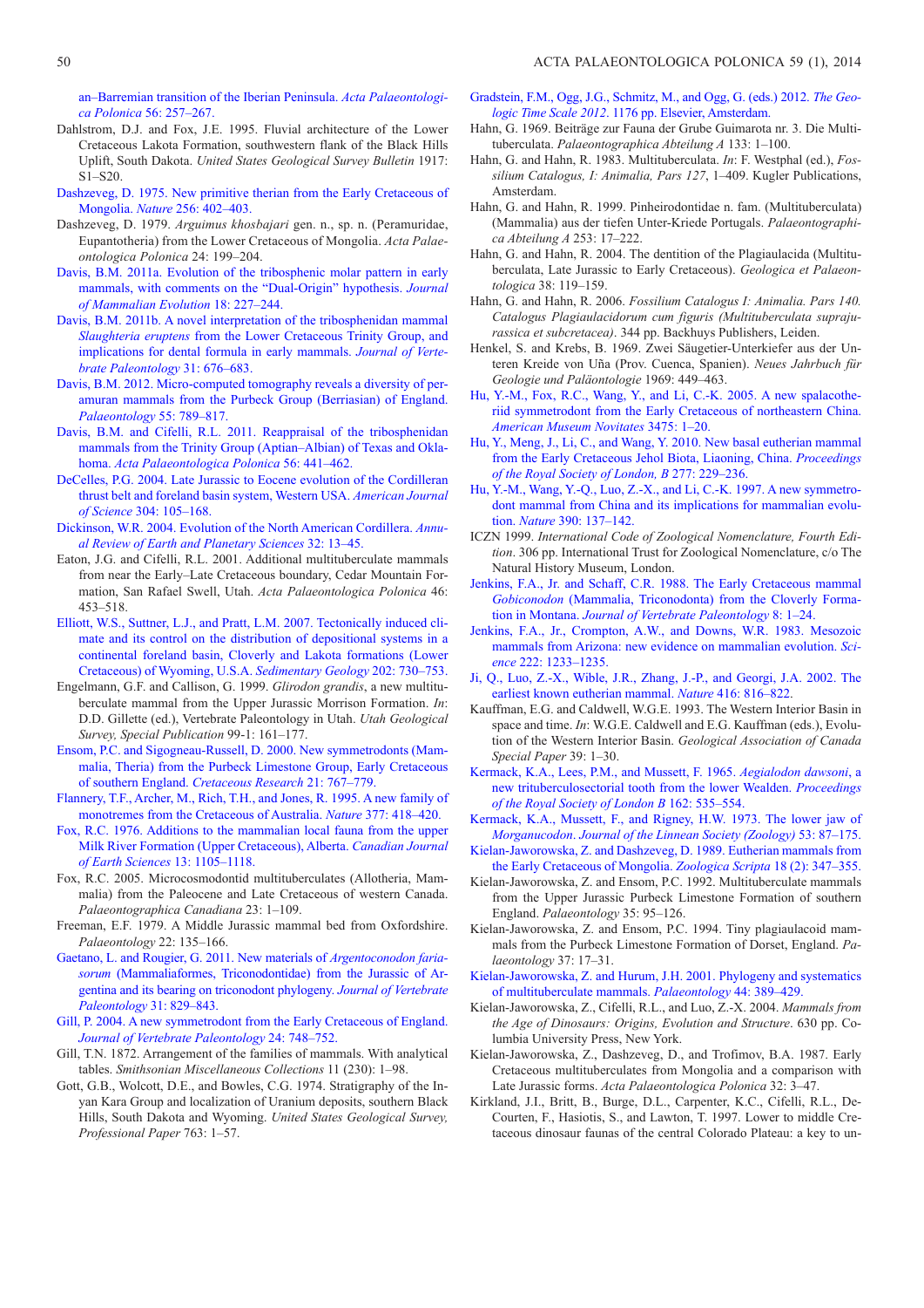an–Barremian transition of the Iberian Peninsula. *Acta Palaeontologica Polonica* 56: 257–267.

Dahlstrom, D.J. and Fox, J.E. 1995. Fluvial architecture of the Lower Cretaceous Lakota Formation, southwestern flank of the Black Hills Uplift, South Dakota. *United States Geological Survey Bulletin* 1917: S1–S20.

Dashzeveg, D. 1975. New primitive therian from the Early Cretaceous of Mongolia. *Nature* 256: 402–403.

Dashzeveg, D. 1979. *Arguimus khosbajari* gen. n., sp. n. (Peramuridae, Eupantotheria) from the Lower Cretaceous of Mongolia. *Acta Palaeontologica Polonica* 24: 199–204.

Davis, B.M. 2011a. Evolution of the tribosphenic molar pattern in early mammals, with comments on the "Dual-Origin" hypothesis. *Journal of Mammalian Evolution* 18: 227–244.

Davis, B.M. 2011b. A novel interpretation of the tribosphenidan mammal *Slaughteria eruptens* from the Lower Cretaceous Trinity Group, and implications for dental formula in early mammals. *Journal of Vertebrate Paleontology* 31: 676–683.

Davis, B.M. 2012. Micro-computed tomography reveals a diversity of peramuran mammals from the Purbeck Group (Berriasian) of England. *Palaeontology* 55: 789–817.

Davis, B.M. and Cifelli, R.L. 2011. Reappraisal of the tribosphenidan mammals from the Trinity Group (Aptian–Albian) of Texas and Oklahoma. *Acta Palaeontologica Polonica* 56: 441–462.

DeCelles, P.G. 2004. Late Jurassic to Eocene evolution of the Cordilleran thrust belt and foreland basin system, Western USA. *American Journal of Science* 304: 105–168.

Dickinson, W.R. 2004. Evolution of the North American Cordillera. *Annual Review of Earth and Planetary Sciences* 32: 13–45.

Eaton, J.G. and Cifelli, R.L. 2001. Additional multituberculate mammals from near the Early–Late Cretaceous boundary, Cedar Mountain Formation, San Rafael Swell, Utah. *Acta Palaeontologica Polonica* 46: 453–518.

Elliott, W.S., Suttner, L.J., and Pratt, L.M. 2007. Tectonically induced climate and its control on the distribution of depositional systems in a continental foreland basin, Cloverly and Lakota formations (Lower Cretaceous) of Wyoming, U.S.A. *Sedimentary Geology* 202: 730–753.

Engelmann, G.F. and Callison, G. 1999. *Glirodon grandis*, a new multituberculate mammal from the Upper Jurassic Morrison Formation. *In*: D.D. Gillette (ed.), Vertebrate Paleontology in Utah. *Utah Geological Survey, Special Publication* 99-1: 161–177.

Ensom, P.C. and Sigogneau-Russell, D. 2000. New symmetrodonts (Mammalia, Theria) from the Purbeck Limestone Group, Early Cretaceous of southern England. *Cretaceous Research* 21: 767–779.

Flannery, T.F., Archer, M., Rich, T.H., and Jones, R. 1995. A new family of monotremes from the Cretaceous of Australia. *Nature* 377: 418–420.

Fox, R.C. 1976. Additions to the mammalian local fauna from the upper Milk River Formation (Upper Cretaceous), Alberta. *Canadian Journal of Earth Sciences* 13: 1105–1118.

Fox, R.C. 2005. Microcosmodontid multituberculates (Allotheria, Mammalia) from the Paleocene and Late Cretaceous of western Canada. *Palaeontographica Canadiana* 23: 1–109.

Freeman, E.F. 1979. A Middle Jurassic mammal bed from Oxfordshire. *Palaeontology* 22: 135–166.

Gaetano, L. and Rougier, G. 2011. New materials of *Argentoconodon fariasorum* (Mammaliaformes, Triconodontidae) from the Jurassic of Argentina and its bearing on triconodont phylogeny. *Journal of Vertebrate Paleontology* 31: 829–843.

Gill, P. 2004. A new symmetrodont from the Early Cretaceous of England. *Journal of Vertebrate Paleontology* 24: 748–752.

Gill, T.N. 1872. Arrangement of the families of mammals. With analytical tables. *Smithsonian Miscellaneous Collections* 11 (230): 1–98.

Gott, G.B., Wolcott, D.E., and Bowles, C.G. 1974. Stratigraphy of the Inyan Kara Group and localization of Uranium deposits, southern Black Hills, South Dakota and Wyoming. *United States Geological Survey, Professional Paper* 763: 1–57.

Gradstein, F.M., Ogg, J.G., Schmitz, M., and Ogg, G. (eds.) 2012. *The Geologic Time Scale 2012*. 1176 pp. Elsevier, Amsterdam.

Hahn, G. 1969. Beiträge zur Fauna der Grube Guimarota nr. 3. Die Multituberculata. *Palaeontographica Abteilung A* 133: 1–100.

Hahn, G. and Hahn, R. 1983. Multituberculata. *In*: F. Westphal (ed.), *Fossilium Catalogus, I: Animalia, Pars 127*, 1–409. Kugler Publications, Amsterdam.

Hahn, G. and Hahn, R. 1999. Pinheirodontidae n. fam. (Multituberculata) (Mammalia) aus der tiefen Unter-Kriede Portugals. *Palaeontographica Abteilung A* 253: 17–222.

Hahn, G. and Hahn, R. 2004. The dentition of the Plagiaulacida (Multituberculata, Late Jurassic to Early Cretaceous). *Geologica et Palaeontologica* 38: 119–159.

Hahn, G. and Hahn, R. 2006. *Fossilium Catalogus I: Animalia. Pars 140. Catalogus Plagiaulacidorum cum figuris (Multituberculata suprajurassica et subcretacea)*. 344 pp. Backhuys Publishers, Leiden.

Henkel, S. and Krebs, B. 1969. Zwei Säugetier-Unterkiefer aus der Unteren Kreide von Uña (Prov. Cuenca, Spanien). *Neues Jahrbuch für Geologie und Paläontologie* 1969: 449–463.

Hu, Y.-M., Fox, R.C., Wang, Y., and Li, C.-K. 2005. A new spalacotheriid symmetrodont from the Early Cretaceous of northeastern China. *American Museum Novitates* 3475: 1–20.

Hu, Y., Meng, J., Li, C., and Wang, Y. 2010. New basal eutherian mammal from the Early Cretaceous Jehol Biota, Liaoning, China. *Proceedings of the Royal Society of London, B* 277: 229–236.

Hu, Y.-M., Wang, Y.-Q., Luo, Z.-X., and Li, C.-K. 1997. A new symmetrodont mammal from China and its implications for mammalian evolution. *Nature* 390: 137–142.

ICZN 1999. *International Code of Zoological Nomenclature, Fourth Edition*. 306 pp. International Trust for Zoological Nomenclature, c/o The Natural History Museum, London.

Jenkins, F.A., Jr. and Schaff, C.R. 1988. The Early Cretaceous mammal *Gobiconodon* (Mammalia, Triconodonta) from the Cloverly Formation in Montana. *Journal of Vertebrate Paleontology* 8: 1–24.

Jenkins, F.A., Jr., Crompton, A.W., and Downs, W.R. 1983. Mesozoic mammals from Arizona: new evidence on mammalian evolution. *Science* 222: 1233–1235.

Ji, Q., Luo, Z.-X., Wible, J.R., Zhang, J.-P., and Georgi, J.A. 2002. The earliest known eutherian mammal. *Nature* 416: 816–822.

Kauffman, E.G. and Caldwell, W.G.E. 1993. The Western Interior Basin in space and time. *In*: W.G.E. Caldwell and E.G. Kauffman (eds.), Evolution of the Western Interior Basin. *Geological Association of Canada Special Paper* 39: 1–30.

Kermack, K.A., Lees, P.M., and Mussett, F. 1965. *Aegialodon dawsoni*, a new trituberculosectorial tooth from the lower Wealden. *Proceedings of the Royal Society of London B* 162: 535–554.

Kermack, K.A., Mussett, F., and Rigney, H.W. 1973. The lower jaw of *Morganucodon*. *Journal of the Linnean Society (Zoology)* 53: 87–175.

Kielan-Jaworowska, Z. and Dashzeveg, D. 1989. Eutherian mammals from the Early Cretaceous of Mongolia. *Zoologica Scripta* 18 (2): 347–355.

Kielan-Jaworowska, Z. and Ensom, P.C. 1992. Multituberculate mammals from the Upper Jurassic Purbeck Limestone Formation of southern England. *Palaeontology* 35: 95–126.

Kielan-Jaworowska, Z. and Ensom, P.C. 1994. Tiny plagiaulacoid mammals from the Purbeck Limestone Formation of Dorset, England. *Palaeontology* 37: 17–31.

Kielan-Jaworowska, Z. and Hurum, J.H. 2001. Phylogeny and systematics of multituberculate mammals. *Palaeontology* 44: 389–429.

Kielan-Jaworowska, Z., Cifelli, R.L., and Luo, Z.-X. 2004. *Mammals from the Age of Dinosaurs: Origins, Evolution and Structure*. 630 pp. Columbia University Press, New York.

Kielan-Jaworowska, Z., Dashzeveg, D., and Trofimov, B.A. 1987. Early Cretaceous multituberculates from Mongolia and a comparison with Late Jurassic forms. *Acta Palaeontologica Polonica* 32: 3–47.

Kirkland, J.I., Britt, B., Burge, D.L., Carpenter, K.C., Cifelli, R.L., DeCourten, F., Hasiotis, S., and Lawton, T. 1997. Lower to middle Cretaceous dinosaur faunas of the central Colorado Plateau: a key to un-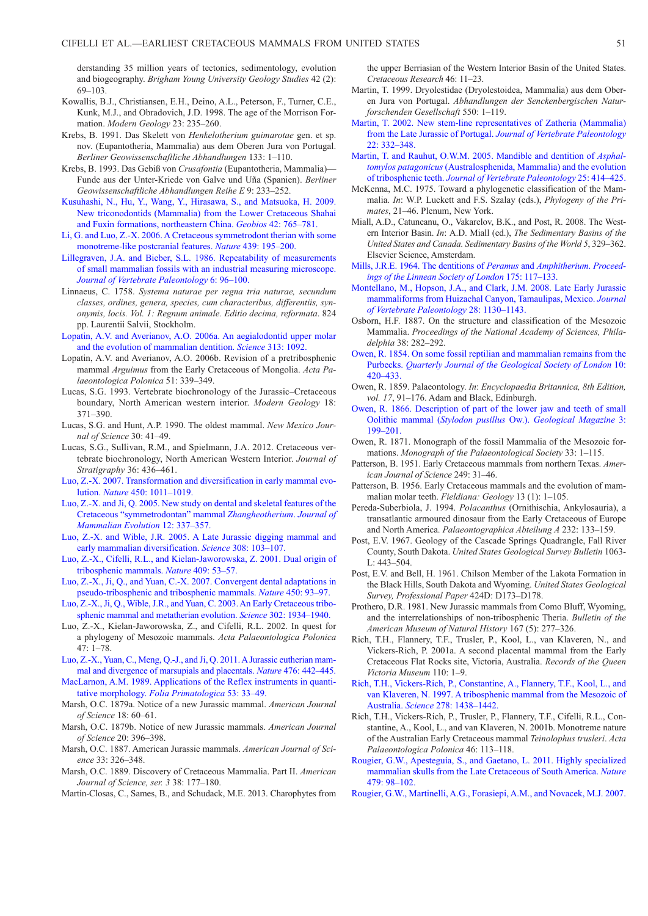derstanding 35 million years of tectonics, sedimentology, evolution and biogeography. *Brigham Young University Geology Studies* 42 (2): 69–103.

Kowallis, B.J., Christiansen, E.H., Deino, A.L., Peterson, F., Turner, C.E., Kunk, M.J., and Obradovich, J.D. 1998. The age of the Morrison Formation. *Modern Geology* 23: 235–260.

Krebs, B. 1991. Das Skelett von *Henkelotherium guimarotae* gen. et sp. nov. (Eupantotheria, Mammalia) aus dem Oberen Jura von Portugal. *Berliner Geowissenschaftliche Abhandlungen* 133: 1–110.

Krebs, B. 1993. Das Gebiß von *Crusafontia* (Eupantotheria, Mammalia)—Funde aus der Unter-Kriede von Galve und Uña (Spanien). *Berliner Geowissenschaftliche Abhandlungen Reihe E* 9: 233–252.

Kusuhashi, N., Hu, Y., Wang, Y., Hirasawa, S., and Matsuoka, H. 2009. New triconodontids (Mammalia) from the Lower Cretaceous Shahai and Fuxin formations, northeastern China. *Geobios* 42: 765–781.

Li, G. and Luo, Z.-X. 2006. A Cretaceous symmetrodont therian with some monotreme-like postcranial features. *Nature* 439: 195–200.

Lillegraven, J.A. and Bieber, S.L. 1986. Repeatability of measurements of small mammalian fossils with an industrial measuring microscope. *Journal of Vertebrate Paleontology* 6: 96–100.

Linnaeus, C. 1758. *Systema naturae per regna tria naturae, secundum classes, ordines, genera, species, cum characteribus, differentiis, synonymis, locis. Vol. 1: Regnum animale. Editio decima, reformata*. 824 pp. Laurentii Salvii, Stockholm.

Lopatin, A.V. and Averianov, A.O. 2006a. An aegialodontid upper molar and the evolution of mammalian dentition. *Science* 313: 1092.

Lopatin, A.V. and Averianov, A.O. 2006b. Revision of a pretribosphenic mammal *Arguimus* from the Early Cretaceous of Mongolia. *Acta Palaeontologica Polonica* 51: 339–349.

Lucas, S.G. 1993. Vertebrate biochronology of the Jurassic–Cretaceous boundary, North American western interior. *Modern Geology* 18: 371–390.

Lucas, S.G. and Hunt, A.P. 1990. The oldest mammal. *New Mexico Journal of Science* 30: 41–49.

Lucas, S.G., Sullivan, R.M., and Spielmann, J.A. 2012. Cretaceous vertebrate biochronology, North American Western Interior. *Journal of Stratigraphy* 36: 436–461.

Luo, Z.-X. 2007. Transformation and diversification in early mammal evolution. *Nature* 450: 1011–1019.

Luo, Z.-X. and Ji, Q. 2005. New study on dental and skeletal features of the Cretaceous "symmetrodontan" mammal *Zhangheotherium*. *Journal of Mammalian Evolution* 12: 337–357.

Luo, Z.-X. and Wible, J.R. 2005. A Late Jurassic digging mammal and early mammalian diversification. *Science* 308: 103–107.

Luo, Z.-X., Cifelli, R.L., and Kielan-Jaworowska, Z. 2001. Dual origin of tribosphenic mammals. *Nature* 409: 53–57.

Luo, Z.-X., Ji, Q., and Yuan, C.-X. 2007. Convergent dental adaptations in pseudo-tribosphenic and tribosphenic mammals. *Nature* 450: 93–97.

Luo, Z.-X., Ji, Q., Wible, J.R., and Yuan, C. 2003. An Early Cretaceous tribosphenic mammal and metatherian evolution. *Science* 302: 1934–1940.

Luo, Z.-X., Kielan-Jaworowska, Z., and Cifelli, R.L. 2002. In quest for a phylogeny of Mesozoic mammals. *Acta Palaeontologica Polonica* 47: 1–78.

Luo, Z.-X., Yuan, C., Meng, Q.-J., and Ji, Q. 2011. A Jurassic eutherian mammal and divergence of marsupials and placentals. *Nature* 476: 442–445.

MacLarnon, A.M. 1989. Applications of the Reflex instruments in quantitative morphology. *Folia Primatologica* 53: 33–49.

Marsh, O.C. 1879a. Notice of a new Jurassic mammal. *American Journal of Science* 18: 60–61.

Marsh, O.C. 1879b. Notice of new Jurassic mammals. *American Journal of Science* 20: 396–398.

Marsh, O.C. 1887. American Jurassic mammals. *American Journal of Science* 33: 326–348.

Marsh, O.C. 1889. Discovery of Cretaceous Mammalia. Part II. *American Journal of Science, ser. 3* 38: 177–180.

Martín-Closas, C., Sames, B., and Schudack, M.E. 2013. Charophytes from the upper Berriasian of the Western Interior Basin of the United States. *Cretaceous Research* 46: 11–23.

Martin, T. 1999. Dryolestidae (Dryolestoidea, Mammalia) aus dem Oberen Jura von Portugal. *Abhandlungen der Senckenbergischen Naturforschenden Gesellschaft* 550: 1–119.

Martin, T. 2002. New stem-line representatives of Zatheria (Mammalia) from the Late Jurassic of Portugal. *Journal of Vertebrate Paleontology* 22: 332–348.

Martin, T. and Rauhut, O.W.M. 2005. Mandible and dentition of *Asphaltomylos patagonicus* (Australosphenida, Mammalia) and the evolution of tribosphenic teeth. *Journal of Vertebrate Paleontology* 25: 414–425.

McKenna, M.C. 1975. Toward a phylogenetic classification of the Mammalia. *In*: W.P. Luckett and F.S. Szalay (eds.), *Phylogeny of the Primates*, 21–46. Plenum, New York.

Miall, A.D., Catuneanu, O., Vakarelov, B.K., and Post, R. 2008. The Western Interior Basin. *In*: A.D. Miall (ed.), *The Sedimentary Basins of the United States and Canada. Sedimentary Basins of the World* 5, 329–362. Elsevier Science, Amsterdam.

Mills, J.R.E. 1964. The dentitions of *Peramus* and *Amphitherium*. *Proceedings of the Linnean Society of London* 175: 117–133.

Montellano, M., Hopson, J.A., and Clark, J.M. 2008. Late Early Jurassic mammaliforms from Huizachal Canyon, Tamaulipas, Mexico. *Journal of Vertebrate Paleontology* 28: 1130–1143.

Osborn, H.F. 1887. On the structure and classification of the Mesozoic Mammalia. *Proceedings of the National Academy of Sciences, Philadelphia* 38: 282–292.

Owen, R. 1854. On some fossil reptilian and mammalian remains from the Purbecks. *Quarterly Journal of the Geological Society of London* 10: 420–433.

Owen, R. 1859. Palaeontology. *In*: *Encyclopaedia Britannica, 8th Edition, vol. 17*, 91–176. Adam and Black, Edinburgh.

Owen, R. 1866. Description of part of the lower jaw and teeth of small Oolithic mammal (*Stylodon pusillus* Ow.). *Geological Magazine* 3: 199–201.

Owen, R. 1871. Monograph of the fossil Mammalia of the Mesozoic formations. *Monograph of the Palaeontological Society* 33: 1–115.

Patterson, B. 1951. Early Cretaceous mammals from northern Texas. *American Journal of Science* 249: 31–46.

Patterson, B. 1956. Early Cretaceous mammals and the evolution of mammalian molar teeth. *Fieldiana: Geology* 13 (1): 1–105.

Pereda-Suberbiola, J. 1994. *Polacanthus* (Ornithischia, Ankylosauria), a transatlantic armoured dinosaur from the Early Cretaceous of Europe and North America. *Palaeontographica Abteilung A* 232: 133–159.

Post, E.V. 1967. Geology of the Cascade Springs Quadrangle, Fall River County, South Dakota. *United States Geological Survey Bulletin* 1063-L: 443–504.

Post, E.V. and Bell, H. 1961. Chilson Member of the Lakota Formation in the Black Hills, South Dakota and Wyoming. *United States Geological Survey, Professional Paper* 424D: D173–D178.

Prothero, D.R. 1981. New Jurassic mammals from Como Bluff, Wyoming, and the interrelationships of non-tribosphenic Theria. *Bulletin of the American Museum of Natural History* 167 (5): 277–326.

Rich, T.H., Flannery, T.F., Trusler, P., Kool, L., van Klaveren, N., and Vickers-Rich, P. 2001a. A second placental mammal from the Early Cretaceous Flat Rocks site, Victoria, Australia. *Records of the Queen Victoria Museum* 110: 1–9.

Rich, T.H., Vickers-Rich, P., Constantine, A., Flannery, T.F., Kool, L., and van Klaveren, N. 1997. A tribosphenic mammal from the Mesozoic of Australia. *Science* 278: 1438–1442.

Rich, T.H., Vickers-Rich, P., Trusler, P., Flannery, T.F., Cifelli, R.L., Constantine, A., Kool, L., and van Klaveren, N. 2001b. Monotreme nature of the Australian Early Cretaceous mammal *Teinolophus trusleri*. *Acta Palaeontologica Polonica* 46: 113–118.

Rougier, G.W., Apesteguía, S., and Gaetano, L. 2011. Highly specialized mammalian skulls from the Late Cretaceous of South America. *Nature* 479: 98–102.

Rougier, G.W., Martinelli, A.G., Forasiepi, A.M., and Novacek, M.J. 2007.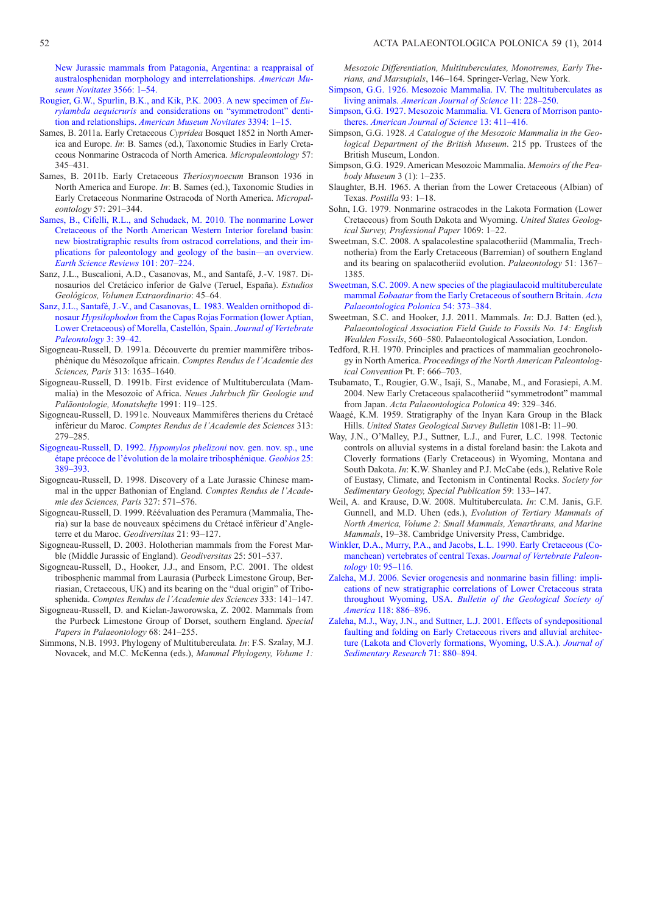New Jurassic mammals from Patagonia, Argentina: a reappraisal of australosphenidan morphology and interrelationships. *American Museum Novitates* 3566: 1–54.

Rougier, G.W., Spurlin, B.K., and Kik, P.K. 2003. A new specimen of *Eurylambda aequicruris* and considerations on "symmetrodont" dentition and relationships. *American Museum Novitates* 3394: 1–15.

Sames, B. 2011a. Early Cretaceous *Cypridea* Bosquet 1852 in North America and Europe. *In*: B. Sames (ed.), Taxonomic Studies in Early Cretaceous Nonmarine Ostracoda of North America. *Micropaleontology* 57: 345–431.

Sames, B. 2011b. Early Cretaceous *Theriosynoecum* Branson 1936 in North America and Europe. *In*: B. Sames (ed.), Taxonomic Studies in Early Cretaceous Nonmarine Ostracoda of North America. *Micropaleontology* 57: 291–344.

Sames, B., Cifelli, R.L., and Schudack, M. 2010. The nonmarine Lower Cretaceous of the North American Western Interior foreland basin: new biostratigraphic results from ostracod correlations, and their implications for paleontology and geology of the basin—an overview. *Earth Science Reviews* 101: 207–224.

Sanz, J.L., Buscalioni, A.D., Casanovas, M., and Santafé, J.-V. 1987. Dinosaurios del Cretácico inferior de Galve (Teruel, España). *Estudios Geológicos, Volumen Extraordinario*: 45–64.

Sanz, J.L., Santafé, J.-V., and Casanovas, L. 1983. Wealden ornithopod dinosaur *Hypsilophodon* from the Capas Rojas Formation (lower Aptian, Lower Cretaceous) of Morella, Castellón, Spain. *Journal of Vertebrate Paleontology* 3: 39–42.

Sigogneau-Russell, D. 1991a. Découverte du premier mammifère tribosphénique du Mésozoïque africain. *Comptes Rendus de l'Academie des Sciences, Paris* 313: 1635–1640.

Sigogneau-Russell, D. 1991b. First evidence of Multituberculata (Mammalia) in the Mesozoic of Africa. *Neues Jahrbuch für Geologie und Paläontologie, Monatshefte* 1991: 119–125.

Sigogneau-Russell, D. 1991c. Nouveaux Mammifères theriens du Crétacé inférieur du Maroc. *Comptes Rendus de l'Academie des Sciences* 313: 279–285.

Sigogneau-Russell, D. 1992. *Hypomylos phelizoni* nov. gen. nov. sp., une étape précoce de l'évolution de la molaire tribosphénique. *Geobios* 25: 389–393.

Sigogneau-Russell, D. 1998. Discovery of a Late Jurassic Chinese mammal in the upper Bathonian of England. *Comptes Rendus de l'Academie des Sciences, Paris* 327: 571–576.

Sigogneau-Russell, D. 1999. Réévaluation des Peramura (Mammalia, Theria) sur la base de nouveaux spécimens du Crétacé inférieur d'Angleterre et du Maroc. *Geodiversitas* 21: 93–127.

Sigogneau-Russell, D. 2003. Holotherian mammals from the Forest Marble (Middle Jurassic of England). *Geodiversitas* 25: 501–537.

Sigogneau-Russell, D., Hooker, J.J., and Ensom, P.C. 2001. The oldest tribosphenic mammal from Laurasia (Purbeck Limestone Group, Berriasian, Cretaceous, UK) and its bearing on the "dual origin" of Tribosphenida. *Comptes Rendus de l'Academie des Sciences* 333: 141–147.

Sigogneau-Russell, D. and Kielan-Jaworowska, Z. 2002. Mammals from the Purbeck Limestone Group of Dorset, southern England. *Special Papers in Palaeontology* 68: 241–255.

Simmons, N.B. 1993. Phylogeny of Multituberculata. *In*: F.S. Szalay, M.J. Novacek, and M.C. McKenna (eds.), *Mammal Phylogeny, Volume 1: Mesozoic Differentiation, Multituberculates, Monotremes, Early Therians, and Marsupials*, 146–164. Springer-Verlag, New York.

Simpson, G.G. 1926. Mesozoic Mammalia. IV. The multituberculates as living animals. *American Journal of Science* 11: 228–250.

Simpson, G.G. 1927. Mesozoic Mammalia. VI. Genera of Morrison pantotheres. *American Journal of Science* 13: 411–416.

Simpson, G.G. 1928. *A Catalogue of the Mesozoic Mammalia in the Geological Department of the British Museum*. 215 pp. Trustees of the British Museum, London.

Simpson, G.G. 1929. American Mesozoic Mammalia. *Memoirs of the Peabody Museum* 3 (1): 1–235.

Slaughter, B.H. 1965. A therian from the Lower Cretaceous (Albian) of Texas. *Postilla* 93: 1–18.

Sohn, I.G. 1979. Nonmarine ostracodes in the Lakota Formation (Lower Cretaceous) from South Dakota and Wyoming. *United States Geological Survey, Professional Paper* 1069: 1–22.

Sweetman, S.C. 2008. A spalacolestine spalacotheriid (Mammalia, Trechnotheria) from the Early Cretaceous (Barremian) of southern England and its bearing on spalacotheriid evolution. *Palaeontology* 51: 1367–1385.

Sweetman, S.C. 2009. A new species of the plagiaulacoid multituberculate mammal *Eobaatar* from the Early Cretaceous of southern Britain. *Acta Palaeontologica Polonica* 54: 373–384.

Sweetman, S.C. and Hooker, J.J. 2011. Mammals. *In*: D.J. Batten (ed.), *Palaeontological Association Field Guide to Fossils No. 14: English Wealden Fossils*, 560–580. Palaeontological Association, London.

Tedford, R.H. 1970. Principles and practices of mammalian geochronology in North America. *Proceedings of the North American Paleontological Convention* Pt. F: 666–703.

Tsubamato, T., Rougier, G.W., Isaji, S., Manabe, M., and Forasiepi, A.M. 2004. New Early Cretaceous spalacotheriid "symmetrodont" mammal from Japan. *Acta Palaeontologica Polonica* 49: 329–346.

Waagé, K.M. 1959. Stratigraphy of the Inyan Kara Group in the Black Hills. *United States Geological Survey Bulletin* 1081-B: 11–90.

Way, J.N., O'Malley, P.J., Suttner, L.J., and Furer, L.C. 1998. Tectonic controls on alluvial systems in a distal foreland basin: the Lakota and Cloverly formations (Early Cretaceous) in Wyoming, Montana and South Dakota. *In*: K.W. Shanley and P.J. McCabe (eds.), Relative Role of Eustasy, Climate, and Tectonism in Continental Rocks. *Society for Sedimentary Geology, Special Publication* 59: 133–147.

Weil, A. and Krause, D.W. 2008. Multituberculata. *In*: C.M. Janis, G.F. Gunnell, and M.D. Uhen (eds.), *Evolution of Tertiary Mammals of North America, Volume 2: Small Mammals, Xenarthrans, and Marine Mammals*, 19–38. Cambridge University Press, Cambridge.

Winkler, D.A., Murry, P.A., and Jacobs, L.L. 1990. Early Cretaceous (Comanchean) vertebrates of central Texas. *Journal of Vertebrate Paleontology* 10: 95–116.

Zaleha, M.J. 2006. Sevier orogenesis and nonmarine basin filling: implications of new stratigraphic correlations of Lower Cretaceous strata throughout Wyoming, USA. *Bulletin of the Geological Society of America* 118: 886–896.

Zaleha, M.J., Way, J.N., and Suttner, L.J. 2001. Effects of syndepositional faulting and folding on Early Cretaceous rivers and alluvial architecture (Lakota and Cloverly formations, Wyoming, U.S.A.). *Journal of Sedimentary Research* 71: 880–894.